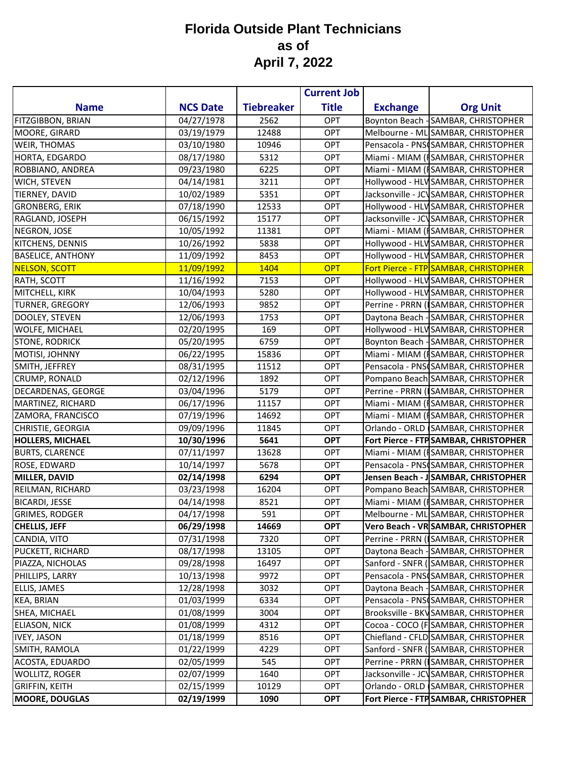# Florida Outside Plant Technicians as of April 7, 2022

| Name | NCS Date | Tiebreaker | Current Job Title | Exchange | Org Unit |
|---|---|---|---|---|---|
| FITZGIBBON, BRIAN | 04/27/1978 | 2562 | OPT | Boynton Beach - | SAMBAR, CHRISTOPHER |
| MOORE, GIRARD | 03/19/1979 | 12488 | OPT | Melbourne - ML | SAMBAR, CHRISTOPHER |
| WEIR, THOMAS | 03/10/1980 | 10946 | OPT | Pensacola - PNS( | SAMBAR, CHRISTOPHER |
| HORTA, EDGARDO | 08/17/1980 | 5312 | OPT | Miami - MIAM (F | SAMBAR, CHRISTOPHER |
| ROBBIANO, ANDREA | 09/23/1980 | 6225 | OPT | Miami - MIAM (F | SAMBAR, CHRISTOPHER |
| WICH, STEVEN | 04/14/1981 | 3211 | OPT | Hollywood - HLV | SAMBAR, CHRISTOPHER |
| TIERNEY, DAVID | 10/02/1989 | 5351 | OPT | Jacksonville - JC\ | SAMBAR, CHRISTOPHER |
| GRONBERG, ERIK | 07/18/1990 | 12533 | OPT | Hollywood - HLV | SAMBAR, CHRISTOPHER |
| RAGLAND, JOSEPH | 06/15/1992 | 15177 | OPT | Jacksonville - JC\ | SAMBAR, CHRISTOPHER |
| NEGRON, JOSE | 10/05/1992 | 11381 | OPT | Miami - MIAM (F | SAMBAR, CHRISTOPHER |
| KITCHENS, DENNIS | 10/26/1992 | 5838 | OPT | Hollywood - HLV | SAMBAR, CHRISTOPHER |
| BASELICE, ANTHONY | 11/09/1992 | 8453 | OPT | Hollywood - HLV | SAMBAR, CHRISTOPHER |
| NELSON, SCOTT | 11/09/1992 | 1404 | OPT | Fort Pierce - FTP | SAMBAR, CHRISTOPHER |
| RATH, SCOTT | 11/16/1992 | 7153 | OPT | Hollywood - HLV | SAMBAR, CHRISTOPHER |
| MITCHELL, KIRK | 10/04/1993 | 5280 | OPT | Hollywood - HLV | SAMBAR, CHRISTOPHER |
| TURNER, GREGORY | 12/06/1993 | 9852 | OPT | Perrine - PRRN (I | SAMBAR, CHRISTOPHER |
| DOOLEY, STEVEN | 12/06/1993 | 1753 | OPT | Daytona Beach - | SAMBAR, CHRISTOPHER |
| WOLFE, MICHAEL | 02/20/1995 | 169 | OPT | Hollywood - HLV | SAMBAR, CHRISTOPHER |
| STONE, RODRICK | 05/20/1995 | 6759 | OPT | Boynton Beach - | SAMBAR, CHRISTOPHER |
| MOTISI, JOHNNY | 06/22/1995 | 15836 | OPT | Miami - MIAM (F | SAMBAR, CHRISTOPHER |
| SMITH, JEFFREY | 08/31/1995 | 11512 | OPT | Pensacola - PNS( | SAMBAR, CHRISTOPHER |
| CRUMP, RONALD | 02/12/1996 | 1892 | OPT | Pompano Beach | SAMBAR, CHRISTOPHER |
| DECARDENAS, GEORGE | 03/04/1996 | 5179 | OPT | Perrine - PRRN (I | SAMBAR, CHRISTOPHER |
| MARTINEZ, RICHARD | 06/17/1996 | 11157 | OPT | Miami - MIAM (F | SAMBAR, CHRISTOPHER |
| ZAMORA, FRANCISCO | 07/19/1996 | 14692 | OPT | Miami - MIAM (F | SAMBAR, CHRISTOPHER |
| CHRISTIE, GEORGIA | 09/09/1996 | 11845 | OPT | Orlando - ORLD ( | SAMBAR, CHRISTOPHER |
| **HOLLERS, MICHAEL** | **10/30/1996** | **5641** | **OPT** | **Fort Pierce - FTP** | **SAMBAR, CHRISTOPHER** |
| BURTS, CLARENCE | 07/11/1997 | 13628 | OPT | Miami - MIAM (F | SAMBAR, CHRISTOPHER |
| ROSE, EDWARD | 10/14/1997 | 5678 | OPT | Pensacola - PNS( | SAMBAR, CHRISTOPHER |
| **MILLER, DAVID** | **02/14/1998** | **6294** | **OPT** | **Jensen Beach - J** | **SAMBAR, CHRISTOPHER** |
| REILMAN, RICHARD | 03/23/1998 | 16204 | OPT | Pompano Beach | SAMBAR, CHRISTOPHER |
| BICARDI, JESSE | 04/14/1998 | 8521 | OPT | Miami - MIAM (F | SAMBAR, CHRISTOPHER |
| GRIMES, RODGER | 04/17/1998 | 591 | OPT | Melbourne - ML | SAMBAR, CHRISTOPHER |
| **CHELLIS, JEFF** | **06/29/1998** | **14669** | **OPT** | **Vero Beach - VR** | **SAMBAR, CHRISTOPHER** |
| CANDIA, VITO | 07/31/1998 | 7320 | OPT | Perrine - PRRN (I | SAMBAR, CHRISTOPHER |
| PUCKETT, RICHARD | 08/17/1998 | 13105 | OPT | Daytona Beach - | SAMBAR, CHRISTOPHER |
| PIAZZA, NICHOLAS | 09/28/1998 | 16497 | OPT | Sanford - SNFR ( | SAMBAR, CHRISTOPHER |
| PHILLIPS, LARRY | 10/13/1998 | 9972 | OPT | Pensacola - PNS( | SAMBAR, CHRISTOPHER |
| ELLIS, JAMES | 12/28/1998 | 3032 | OPT | Daytona Beach - | SAMBAR, CHRISTOPHER |
| KEA, BRIAN | 01/03/1999 | 6334 | OPT | Pensacola - PNS( | SAMBAR, CHRISTOPHER |
| SHEA, MICHAEL | 01/08/1999 | 3004 | OPT | Brooksville - BKV | SAMBAR, CHRISTOPHER |
| ELIASON, NICK | 01/08/1999 | 4312 | OPT | Cocoa - COCO (F | SAMBAR, CHRISTOPHER |
| IVEY, JASON | 01/18/1999 | 8516 | OPT | Chiefland - CFLD | SAMBAR, CHRISTOPHER |
| SMITH, RAMOLA | 01/22/1999 | 4229 | OPT | Sanford - SNFR ( | SAMBAR, CHRISTOPHER |
| ACOSTA, EDUARDO | 02/05/1999 | 545 | OPT | Perrine - PRRN (I | SAMBAR, CHRISTOPHER |
| WOLLITZ, ROGER | 02/07/1999 | 1640 | OPT | Jacksonville - JC\ | SAMBAR, CHRISTOPHER |
| GRIFFIN, KEITH | 02/15/1999 | 10129 | OPT | Orlando - ORLD ( | SAMBAR, CHRISTOPHER |
| **MOORE, DOUGLAS** | **02/19/1999** | **1090** | **OPT** | **Fort Pierce - FTP** | **SAMBAR, CHRISTOPHER** |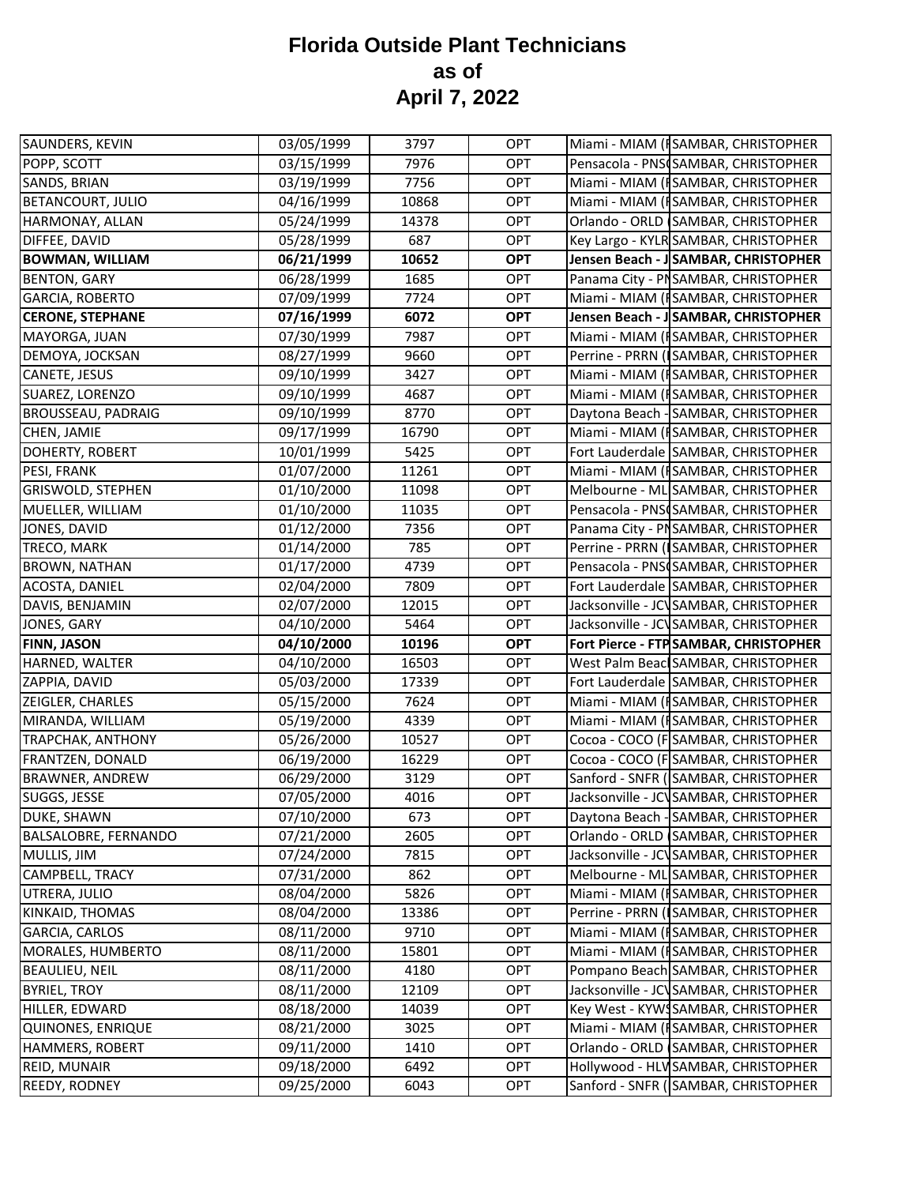# Florida Outside Plant Technicians
# as of
# April 7, 2022

| | | | | | |
|---|---|---|---|---|---|
| SAUNDERS, KEVIN | 03/05/1999 | 3797 | OPT | Miami - MIAM (F | SAMBAR, CHRISTOPHER |
| POPP, SCOTT | 03/15/1999 | 7976 | OPT | Pensacola - PNS( | SAMBAR, CHRISTOPHER |
| SANDS, BRIAN | 03/19/1999 | 7756 | OPT | Miami - MIAM (F | SAMBAR, CHRISTOPHER |
| BETANCOURT, JULIO | 04/16/1999 | 10868 | OPT | Miami - MIAM (F | SAMBAR, CHRISTOPHER |
| HARMONAY, ALLAN | 05/24/1999 | 14378 | OPT | Orlando - ORLD ( | SAMBAR, CHRISTOPHER |
| DIFFEE, DAVID | 05/28/1999 | 687 | OPT | Key Largo - KYLR | SAMBAR, CHRISTOPHER |
| **BOWMAN, WILLIAM** | **06/21/1999** | **10652** | **OPT** | **Jensen Beach - J** | **SAMBAR, CHRISTOPHER** |
| BENTON, GARY | 06/28/1999 | 1685 | OPT | Panama City - PN | SAMBAR, CHRISTOPHER |
| GARCIA, ROBERTO | 07/09/1999 | 7724 | OPT | Miami - MIAM (F | SAMBAR, CHRISTOPHER |
| **CERONE, STEPHANE** | **07/16/1999** | **6072** | **OPT** | **Jensen Beach - J** | **SAMBAR, CHRISTOPHER** |
| MAYORGA, JUAN | 07/30/1999 | 7987 | OPT | Miami - MIAM (F | SAMBAR, CHRISTOPHER |
| DEMOYA, JOCKSAN | 08/27/1999 | 9660 | OPT | Perrine - PRRN ( | SAMBAR, CHRISTOPHER |
| CANETE, JESUS | 09/10/1999 | 3427 | OPT | Miami - MIAM (F | SAMBAR, CHRISTOPHER |
| SUAREZ, LORENZO | 09/10/1999 | 4687 | OPT | Miami - MIAM (F | SAMBAR, CHRISTOPHER |
| BROUSSEAU, PADRAIG | 09/10/1999 | 8770 | OPT | Daytona Beach - | SAMBAR, CHRISTOPHER |
| CHEN, JAMIE | 09/17/1999 | 16790 | OPT | Miami - MIAM (F | SAMBAR, CHRISTOPHER |
| DOHERTY, ROBERT | 10/01/1999 | 5425 | OPT | Fort Lauderdale | SAMBAR, CHRISTOPHER |
| PESI, FRANK | 01/07/2000 | 11261 | OPT | Miami - MIAM (F | SAMBAR, CHRISTOPHER |
| GRISWOLD, STEPHEN | 01/10/2000 | 11098 | OPT | Melbourne - ML | SAMBAR, CHRISTOPHER |
| MUELLER, WILLIAM | 01/10/2000 | 11035 | OPT | Pensacola - PNS( | SAMBAR, CHRISTOPHER |
| JONES, DAVID | 01/12/2000 | 7356 | OPT | Panama City - PN | SAMBAR, CHRISTOPHER |
| TRECO, MARK | 01/14/2000 | 785 | OPT | Perrine - PRRN ( | SAMBAR, CHRISTOPHER |
| BROWN, NATHAN | 01/17/2000 | 4739 | OPT | Pensacola - PNS( | SAMBAR, CHRISTOPHER |
| ACOSTA, DANIEL | 02/04/2000 | 7809 | OPT | Fort Lauderdale | SAMBAR, CHRISTOPHER |
| DAVIS, BENJAMIN | 02/07/2000 | 12015 | OPT | Jacksonville - JCV | SAMBAR, CHRISTOPHER |
| JONES, GARY | 04/10/2000 | 5464 | OPT | Jacksonville - JCV | SAMBAR, CHRISTOPHER |
| **FINN, JASON** | **04/10/2000** | **10196** | **OPT** | **Fort Pierce - FTP** | **SAMBAR, CHRISTOPHER** |
| HARNED, WALTER | 04/10/2000 | 16503 | OPT | West Palm Beac | SAMBAR, CHRISTOPHER |
| ZAPPIA, DAVID | 05/03/2000 | 17339 | OPT | Fort Lauderdale | SAMBAR, CHRISTOPHER |
| ZEIGLER, CHARLES | 05/15/2000 | 7624 | OPT | Miami - MIAM (F | SAMBAR, CHRISTOPHER |
| MIRANDA, WILLIAM | 05/19/2000 | 4339 | OPT | Miami - MIAM (F | SAMBAR, CHRISTOPHER |
| TRAPCHAK, ANTHONY | 05/26/2000 | 10527 | OPT | Cocoa - COCO (F | SAMBAR, CHRISTOPHER |
| FRANTZEN, DONALD | 06/19/2000 | 16229 | OPT | Cocoa - COCO (F | SAMBAR, CHRISTOPHER |
| BRAWNER, ANDREW | 06/29/2000 | 3129 | OPT | Sanford - SNFR ( | SAMBAR, CHRISTOPHER |
| SUGGS, JESSE | 07/05/2000 | 4016 | OPT | Jacksonville - JCV | SAMBAR, CHRISTOPHER |
| DUKE, SHAWN | 07/10/2000 | 673 | OPT | Daytona Beach - | SAMBAR, CHRISTOPHER |
| BALSALOBRE, FERNANDO | 07/21/2000 | 2605 | OPT | Orlando - ORLD ( | SAMBAR, CHRISTOPHER |
| MULLIS, JIM | 07/24/2000 | 7815 | OPT | Jacksonville - JCV | SAMBAR, CHRISTOPHER |
| CAMPBELL, TRACY | 07/31/2000 | 862 | OPT | Melbourne - ML | SAMBAR, CHRISTOPHER |
| UTRERA, JULIO | 08/04/2000 | 5826 | OPT | Miami - MIAM (F | SAMBAR, CHRISTOPHER |
| KINKAID, THOMAS | 08/04/2000 | 13386 | OPT | Perrine - PRRN ( | SAMBAR, CHRISTOPHER |
| GARCIA, CARLOS | 08/11/2000 | 9710 | OPT | Miami - MIAM (F | SAMBAR, CHRISTOPHER |
| MORALES, HUMBERTO | 08/11/2000 | 15801 | OPT | Miami - MIAM (F | SAMBAR, CHRISTOPHER |
| BEAULIEU, NEIL | 08/11/2000 | 4180 | OPT | Pompano Beach | SAMBAR, CHRISTOPHER |
| BYRIEL, TROY | 08/11/2000 | 12109 | OPT | Jacksonville - JCV | SAMBAR, CHRISTOPHER |
| HILLER, EDWARD | 08/18/2000 | 14039 | OPT | Key West - KYWS | SAMBAR, CHRISTOPHER |
| QUINONES, ENRIQUE | 08/21/2000 | 3025 | OPT | Miami - MIAM (F | SAMBAR, CHRISTOPHER |
| HAMMERS, ROBERT | 09/11/2000 | 1410 | OPT | Orlando - ORLD ( | SAMBAR, CHRISTOPHER |
| REID, MUNAIR | 09/18/2000 | 6492 | OPT | Hollywood - HLW | SAMBAR, CHRISTOPHER |
| REEDY, RODNEY | 09/25/2000 | 6043 | OPT | Sanford - SNFR ( | SAMBAR, CHRISTOPHER |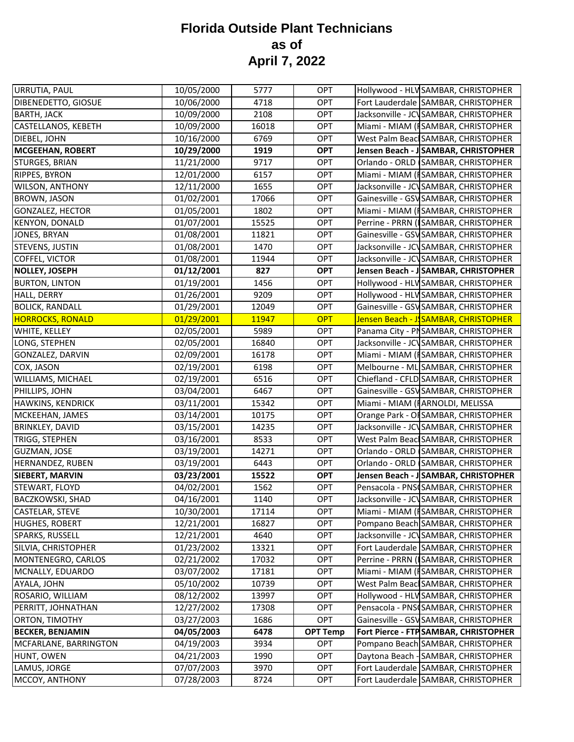# Florida Outside Plant Technicians as of April 7, 2022

| | | | | | |
|---|---|---|---|---|---|
| URRUTIA, PAUL | 10/05/2000 | 5777 | OPT | Hollywood - HLV | SAMBAR, CHRISTOPHER |
| DIBENEDETTO, GIOSUE | 10/06/2000 | 4718 | OPT | Fort Lauderdale | SAMBAR, CHRISTOPHER |
| BARTH, JACK | 10/09/2000 | 2108 | OPT | Jacksonville - JCV | SAMBAR, CHRISTOPHER |
| CASTELLANOS, KEBETH | 10/09/2000 | 16018 | OPT | Miami - MIAM (F | SAMBAR, CHRISTOPHER |
| DIEBEL, JOHN | 10/16/2000 | 6769 | OPT | West Palm Beac | SAMBAR, CHRISTOPHER |
| **MCGEEHAN, ROBERT** | **10/29/2000** | **1919** | **OPT** | **Jensen Beach - J** | **SAMBAR, CHRISTOPHER** |
| STURGES, BRIAN | 11/21/2000 | 9717 | OPT | Orlando - ORLD ( | SAMBAR, CHRISTOPHER |
| RIPPES, BYRON | 12/01/2000 | 6157 | OPT | Miami - MIAM (F | SAMBAR, CHRISTOPHER |
| WILSON, ANTHONY | 12/11/2000 | 1655 | OPT | Jacksonville - JCV | SAMBAR, CHRISTOPHER |
| BROWN, JASON | 01/02/2001 | 17066 | OPT | Gainesville - GSV | SAMBAR, CHRISTOPHER |
| GONZALEZ, HECTOR | 01/05/2001 | 1802 | OPT | Miami - MIAM (F | SAMBAR, CHRISTOPHER |
| KENYON, DONALD | 01/07/2001 | 15525 | OPT | Perrine - PRRN ( | SAMBAR, CHRISTOPHER |
| JONES, BRYAN | 01/08/2001 | 11821 | OPT | Gainesville - GSV | SAMBAR, CHRISTOPHER |
| STEVENS, JUSTIN | 01/08/2001 | 1470 | OPT | Jacksonville - JCV | SAMBAR, CHRISTOPHER |
| COFFEL, VICTOR | 01/08/2001 | 11944 | OPT | Jacksonville - JCV | SAMBAR, CHRISTOPHER |
| **NOLLEY, JOSEPH** | **01/12/2001** | **827** | **OPT** | **Jensen Beach - J** | **SAMBAR, CHRISTOPHER** |
| BURTON, LINTON | 01/19/2001 | 1456 | OPT | Hollywood - HLV | SAMBAR, CHRISTOPHER |
| HALL, DERRY | 01/26/2001 | 9209 | OPT | Hollywood - HLV | SAMBAR, CHRISTOPHER |
| BOLICK, RANDALL | 01/29/2001 | 12049 | OPT | Gainesville - GSV | SAMBAR, CHRISTOPHER |
| HORROCKS, RONALD | 01/29/2001 | 11947 | OPT | Jensen Beach - J | SAMBAR, CHRISTOPHER |
| WHITE, KELLEY | 02/05/2001 | 5989 | OPT | Panama City - PN | SAMBAR, CHRISTOPHER |
| LONG, STEPHEN | 02/05/2001 | 16840 | OPT | Jacksonville - JCV | SAMBAR, CHRISTOPHER |
| GONZALEZ, DARVIN | 02/09/2001 | 16178 | OPT | Miami - MIAM (F | SAMBAR, CHRISTOPHER |
| COX, JASON | 02/19/2001 | 6198 | OPT | Melbourne - ML | SAMBAR, CHRISTOPHER |
| WILLIAMS, MICHAEL | 02/19/2001 | 6516 | OPT | Chiefland - CFLD | SAMBAR, CHRISTOPHER |
| PHILLIPS, JOHN | 03/04/2001 | 6467 | OPT | Gainesville - GSV | SAMBAR, CHRISTOPHER |
| HAWKINS, KENDRICK | 03/11/2001 | 15342 | OPT | Miami - MIAM (F | ARNOLDI, MELISSA |
| MCKEEHAN, JAMES | 03/14/2001 | 10175 | OPT | Orange Park - O | SAMBAR, CHRISTOPHER |
| BRINKLEY, DAVID | 03/15/2001 | 14235 | OPT | Jacksonville - JCV | SAMBAR, CHRISTOPHER |
| TRIGG, STEPHEN | 03/16/2001 | 8533 | OPT | West Palm Beac | SAMBAR, CHRISTOPHER |
| GUZMAN, JOSE | 03/19/2001 | 14271 | OPT | Orlando - ORLD ( | SAMBAR, CHRISTOPHER |
| HERNANDEZ, RUBEN | 03/19/2001 | 6443 | OPT | Orlando - ORLD ( | SAMBAR, CHRISTOPHER |
| **SIEBERT, MARVIN** | **03/23/2001** | **15522** | **OPT** | **Jensen Beach - J** | **SAMBAR, CHRISTOPHER** |
| STEWART, FLOYD | 04/02/2001 | 1562 | OPT | Pensacola - PNS | SAMBAR, CHRISTOPHER |
| BACZKOWSKI, SHAD | 04/16/2001 | 1140 | OPT | Jacksonville - JCV | SAMBAR, CHRISTOPHER |
| CASTELAR, STEVE | 10/30/2001 | 17114 | OPT | Miami - MIAM (F | SAMBAR, CHRISTOPHER |
| HUGHES, ROBERT | 12/21/2001 | 16827 | OPT | Pompano Beach | SAMBAR, CHRISTOPHER |
| SPARKS, RUSSELL | 12/21/2001 | 4640 | OPT | Jacksonville - JCV | SAMBAR, CHRISTOPHER |
| SILVIA, CHRISTOPHER | 01/23/2002 | 13321 | OPT | Fort Lauderdale | SAMBAR, CHRISTOPHER |
| MONTENEGRO, CARLOS | 02/21/2002 | 17032 | OPT | Perrine - PRRN ( | SAMBAR, CHRISTOPHER |
| MCNALLY, EDUARDO | 03/07/2002 | 17181 | OPT | Miami - MIAM (F | SAMBAR, CHRISTOPHER |
| AYALA, JOHN | 05/10/2002 | 10739 | OPT | West Palm Beac | SAMBAR, CHRISTOPHER |
| ROSARIO, WILLIAM | 08/12/2002 | 13997 | OPT | Hollywood - HLV | SAMBAR, CHRISTOPHER |
| PERRITT, JOHNATHAN | 12/27/2002 | 17308 | OPT | Pensacola - PNS | SAMBAR, CHRISTOPHER |
| ORTON, TIMOTHY | 03/27/2003 | 1686 | OPT | Gainesville - GSV | SAMBAR, CHRISTOPHER |
| **BECKER, BENJAMIN** | **04/05/2003** | **6478** | **OPT Temp** | **Fort Pierce - FTP** | **SAMBAR, CHRISTOPHER** |
| MCFARLANE, BARRINGTON | 04/19/2003 | 3934 | OPT | Pompano Beach | SAMBAR, CHRISTOPHER |
| HUNT, OWEN | 04/21/2003 | 1990 | OPT | Daytona Beach - | SAMBAR, CHRISTOPHER |
| LAMUS, JORGE | 07/07/2003 | 3970 | OPT | Fort Lauderdale | SAMBAR, CHRISTOPHER |
| MCCOY, ANTHONY | 07/28/2003 | 8724 | OPT | Fort Lauderdale | SAMBAR, CHRISTOPHER |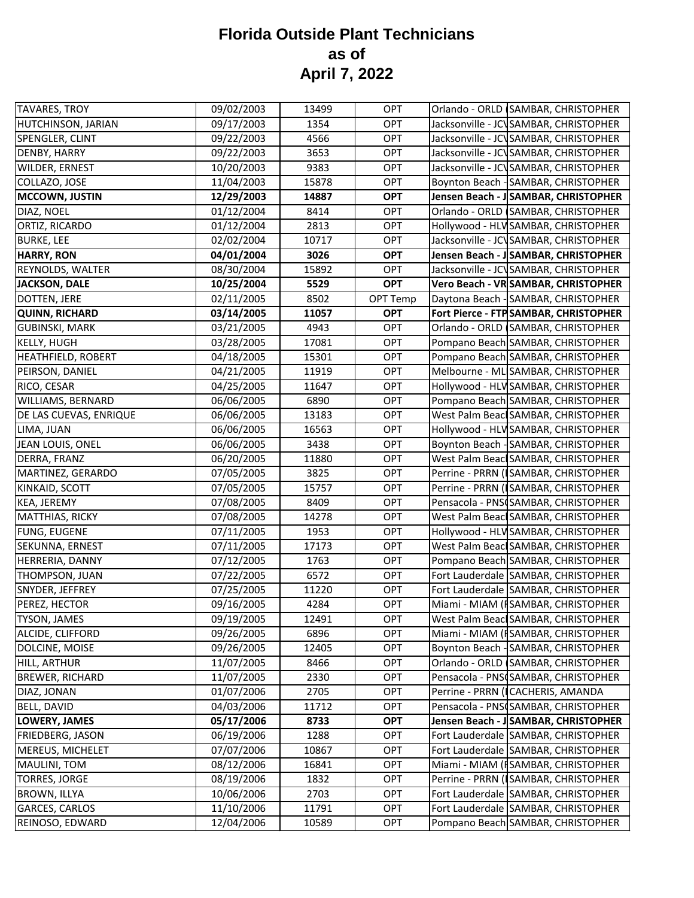# Florida Outside Plant Technicians as of April 7, 2022

| | | | | | |
|---|---|---|---|---|---|
| TAVARES, TROY | 09/02/2003 | 13499 | OPT | Orlando - ORLD ( | SAMBAR, CHRISTOPHER |
| HUTCHINSON, JARIAN | 09/17/2003 | 1354 | OPT | Jacksonville - JCV | SAMBAR, CHRISTOPHER |
| SPENGLER, CLINT | 09/22/2003 | 4566 | OPT | Jacksonville - JCV | SAMBAR, CHRISTOPHER |
| DENBY, HARRY | 09/22/2003 | 3653 | OPT | Jacksonville - JCV | SAMBAR, CHRISTOPHER |
| WILDER, ERNEST | 10/20/2003 | 9383 | OPT | Jacksonville - JCV | SAMBAR, CHRISTOPHER |
| COLLAZO, JOSE | 11/04/2003 | 15878 | OPT | Boynton Beach - | SAMBAR, CHRISTOPHER |
| **MCCOWN, JUSTIN** | **12/29/2003** | **14887** | **OPT** | **Jensen Beach - J** | **SAMBAR, CHRISTOPHER** |
| DIAZ, NOEL | 01/12/2004 | 8414 | OPT | Orlando - ORLD ( | SAMBAR, CHRISTOPHER |
| ORTIZ, RICARDO | 01/12/2004 | 2813 | OPT | Hollywood - HLW | SAMBAR, CHRISTOPHER |
| BURKE, LEE | 02/02/2004 | 10717 | OPT | Jacksonville - JCV | SAMBAR, CHRISTOPHER |
| **HARRY, RON** | **04/01/2004** | **3026** | **OPT** | **Jensen Beach - J** | **SAMBAR, CHRISTOPHER** |
| REYNOLDS, WALTER | 08/30/2004 | 15892 | OPT | Jacksonville - JCV | SAMBAR, CHRISTOPHER |
| **JACKSON, DALE** | **10/25/2004** | **5529** | **OPT** | **Vero Beach - VR** | **SAMBAR, CHRISTOPHER** |
| DOTTEN, JERE | 02/11/2005 | 8502 | OPT Temp | Daytona Beach - | SAMBAR, CHRISTOPHER |
| **QUINN, RICHARD** | **03/14/2005** | **11057** | **OPT** | **Fort Pierce - FTP** | **SAMBAR, CHRISTOPHER** |
| GUBINSKI, MARK | 03/21/2005 | 4943 | OPT | Orlando - ORLD ( | SAMBAR, CHRISTOPHER |
| KELLY, HUGH | 03/28/2005 | 17081 | OPT | Pompano Beach | SAMBAR, CHRISTOPHER |
| HEATHFIELD, ROBERT | 04/18/2005 | 15301 | OPT | Pompano Beach | SAMBAR, CHRISTOPHER |
| PEIRSON, DANIEL | 04/21/2005 | 11919 | OPT | Melbourne - ML | SAMBAR, CHRISTOPHER |
| RICO, CESAR | 04/25/2005 | 11647 | OPT | Hollywood - HLW | SAMBAR, CHRISTOPHER |
| WILLIAMS, BERNARD | 06/06/2005 | 6890 | OPT | Pompano Beach | SAMBAR, CHRISTOPHER |
| DE LAS CUEVAS, ENRIQUE | 06/06/2005 | 13183 | OPT | West Palm Beac | SAMBAR, CHRISTOPHER |
| LIMA, JUAN | 06/06/2005 | 16563 | OPT | Hollywood - HLW | SAMBAR, CHRISTOPHER |
| JEAN LOUIS, ONEL | 06/06/2005 | 3438 | OPT | Boynton Beach - | SAMBAR, CHRISTOPHER |
| DERRA, FRANZ | 06/20/2005 | 11880 | OPT | West Palm Beac | SAMBAR, CHRISTOPHER |
| MARTINEZ, GERARDO | 07/05/2005 | 3825 | OPT | Perrine - PRRN ( | SAMBAR, CHRISTOPHER |
| KINKAID, SCOTT | 07/05/2005 | 15757 | OPT | Perrine - PRRN ( | SAMBAR, CHRISTOPHER |
| KEA, JEREMY | 07/08/2005 | 8409 | OPT | Pensacola - PNS | SAMBAR, CHRISTOPHER |
| MATTHIAS, RICKY | 07/08/2005 | 14278 | OPT | West Palm Beac | SAMBAR, CHRISTOPHER |
| FUNG, EUGENE | 07/11/2005 | 1953 | OPT | Hollywood - HLW | SAMBAR, CHRISTOPHER |
| SEKUNNA, ERNEST | 07/11/2005 | 17173 | OPT | West Palm Beac | SAMBAR, CHRISTOPHER |
| HERRERIA, DANNY | 07/12/2005 | 1763 | OPT | Pompano Beach | SAMBAR, CHRISTOPHER |
| THOMPSON, JUAN | 07/22/2005 | 6572 | OPT | Fort Lauderdale | SAMBAR, CHRISTOPHER |
| SNYDER, JEFFREY | 07/25/2005 | 11220 | OPT | Fort Lauderdale | SAMBAR, CHRISTOPHER |
| PEREZ, HECTOR | 09/16/2005 | 4284 | OPT | Miami - MIAM ( | SAMBAR, CHRISTOPHER |
| TYSON, JAMES | 09/19/2005 | 12491 | OPT | West Palm Beac | SAMBAR, CHRISTOPHER |
| ALCIDE, CLIFFORD | 09/26/2005 | 6896 | OPT | Miami - MIAM ( | SAMBAR, CHRISTOPHER |
| DOLCINE, MOISE | 09/26/2005 | 12405 | OPT | Boynton Beach - | SAMBAR, CHRISTOPHER |
| HILL, ARTHUR | 11/07/2005 | 8466 | OPT | Orlando - ORLD ( | SAMBAR, CHRISTOPHER |
| BREWER, RICHARD | 11/07/2005 | 2330 | OPT | Pensacola - PNS | SAMBAR, CHRISTOPHER |
| DIAZ, JONAN | 01/07/2006 | 2705 | OPT | Perrine - PRRN ( | CACHERIS, AMANDA |
| BELL, DAVID | 04/03/2006 | 11712 | OPT | Pensacola - PNS | SAMBAR, CHRISTOPHER |
| **LOWERY, JAMES** | **05/17/2006** | **8733** | **OPT** | **Jensen Beach - J** | **SAMBAR, CHRISTOPHER** |
| FRIEDBERG, JASON | 06/19/2006 | 1288 | OPT | Fort Lauderdale | SAMBAR, CHRISTOPHER |
| MEREUS, MICHELET | 07/07/2006 | 10867 | OPT | Fort Lauderdale | SAMBAR, CHRISTOPHER |
| MAULINI, TOM | 08/12/2006 | 16841 | OPT | Miami - MIAM ( | SAMBAR, CHRISTOPHER |
| TORRES, JORGE | 08/19/2006 | 1832 | OPT | Perrine - PRRN ( | SAMBAR, CHRISTOPHER |
| BROWN, ILLYA | 10/06/2006 | 2703 | OPT | Fort Lauderdale | SAMBAR, CHRISTOPHER |
| GARCES, CARLOS | 11/10/2006 | 11791 | OPT | Fort Lauderdale | SAMBAR, CHRISTOPHER |
| REINOSO, EDWARD | 12/04/2006 | 10589 | OPT | Pompano Beach | SAMBAR, CHRISTOPHER |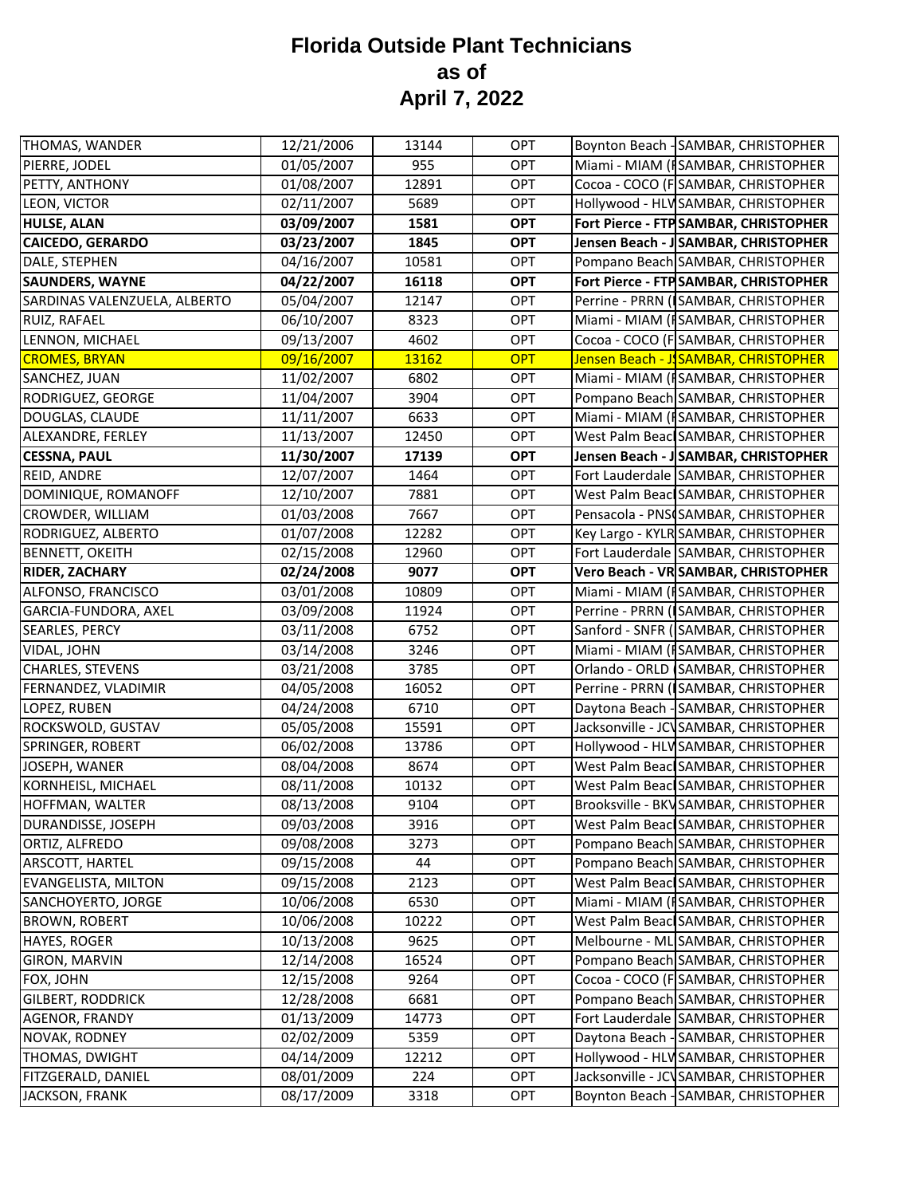# Florida Outside Plant Technicians as of April 7, 2022

| | | | | | |
|---|---|---|---|---|---|
| THOMAS, WANDER | 12/21/2006 | 13144 | OPT | Boynton Beach - | SAMBAR, CHRISTOPHER |
| PIERRE, JODEL | 01/05/2007 | 955 | OPT | Miami - MIAM (F | SAMBAR, CHRISTOPHER |
| PETTY, ANTHONY | 01/08/2007 | 12891 | OPT | Cocoa - COCO (F | SAMBAR, CHRISTOPHER |
| LEON, VICTOR | 02/11/2007 | 5689 | OPT | Hollywood - HLV | SAMBAR, CHRISTOPHER |
| **HULSE, ALAN** | **03/09/2007** | **1581** | **OPT** | **Fort Pierce - FTP** | **SAMBAR, CHRISTOPHER** |
| **CAICEDO, GERARDO** | **03/23/2007** | **1845** | **OPT** | **Jensen Beach - J** | **SAMBAR, CHRISTOPHER** |
| DALE, STEPHEN | 04/16/2007 | 10581 | OPT | Pompano Beach | SAMBAR, CHRISTOPHER |
| **SAUNDERS, WAYNE** | **04/22/2007** | **16118** | **OPT** | **Fort Pierce - FTP** | **SAMBAR, CHRISTOPHER** |
| SARDINAS VALENZUELA, ALBERTO | 05/04/2007 | 12147 | OPT | Perrine - PRRN (I | SAMBAR, CHRISTOPHER |
| RUIZ, RAFAEL | 06/10/2007 | 8323 | OPT | Miami - MIAM (F | SAMBAR, CHRISTOPHER |
| LENNON, MICHAEL | 09/13/2007 | 4602 | OPT | Cocoa - COCO (F | SAMBAR, CHRISTOPHER |
| CROMES, BRYAN | 09/16/2007 | 13162 | OPT | Jensen Beach - J | SAMBAR, CHRISTOPHER |
| SANCHEZ, JUAN | 11/02/2007 | 6802 | OPT | Miami - MIAM (F | SAMBAR, CHRISTOPHER |
| RODRIGUEZ, GEORGE | 11/04/2007 | 3904 | OPT | Pompano Beach | SAMBAR, CHRISTOPHER |
| DOUGLAS, CLAUDE | 11/11/2007 | 6633 | OPT | Miami - MIAM (F | SAMBAR, CHRISTOPHER |
| ALEXANDRE, FERLEY | 11/13/2007 | 12450 | OPT | West Palm Beach | SAMBAR, CHRISTOPHER |
| **CESSNA, PAUL** | **11/30/2007** | **17139** | **OPT** | **Jensen Beach - J** | **SAMBAR, CHRISTOPHER** |
| REID, ANDRE | 12/07/2007 | 1464 | OPT | Fort Lauderdale | SAMBAR, CHRISTOPHER |
| DOMINIQUE, ROMANOFF | 12/10/2007 | 7881 | OPT | West Palm Beach | SAMBAR, CHRISTOPHER |
| CROWDER, WILLIAM | 01/03/2008 | 7667 | OPT | Pensacola - PNS( | SAMBAR, CHRISTOPHER |
| RODRIGUEZ, ALBERTO | 01/07/2008 | 12282 | OPT | Key Largo - KYLR | SAMBAR, CHRISTOPHER |
| BENNETT, OKEITH | 02/15/2008 | 12960 | OPT | Fort Lauderdale | SAMBAR, CHRISTOPHER |
| **RIDER, ZACHARY** | **02/24/2008** | **9077** | **OPT** | **Vero Beach - VR** | **SAMBAR, CHRISTOPHER** |
| ALFONSO, FRANCISCO | 03/01/2008 | 10809 | OPT | Miami - MIAM (F | SAMBAR, CHRISTOPHER |
| GARCIA-FUNDORA, AXEL | 03/09/2008 | 11924 | OPT | Perrine - PRRN (I | SAMBAR, CHRISTOPHER |
| SEARLES, PERCY | 03/11/2008 | 6752 | OPT | Sanford - SNFR ( | SAMBAR, CHRISTOPHER |
| VIDAL, JOHN | 03/14/2008 | 3246 | OPT | Miami - MIAM (F | SAMBAR, CHRISTOPHER |
| CHARLES, STEVENS | 03/21/2008 | 3785 | OPT | Orlando - ORLD ( | SAMBAR, CHRISTOPHER |
| FERNANDEZ, VLADIMIR | 04/05/2008 | 16052 | OPT | Perrine - PRRN (I | SAMBAR, CHRISTOPHER |
| LOPEZ, RUBEN | 04/24/2008 | 6710 | OPT | Daytona Beach - | SAMBAR, CHRISTOPHER |
| ROCKSWOLD, GUSTAV | 05/05/2008 | 15591 | OPT | Jacksonville - JCV | SAMBAR, CHRISTOPHER |
| SPRINGER, ROBERT | 06/02/2008 | 13786 | OPT | Hollywood - HLV | SAMBAR, CHRISTOPHER |
| JOSEPH, WANER | 08/04/2008 | 8674 | OPT | West Palm Beach | SAMBAR, CHRISTOPHER |
| KORNHEISL, MICHAEL | 08/11/2008 | 10132 | OPT | West Palm Beach | SAMBAR, CHRISTOPHER |
| HOFFMAN, WALTER | 08/13/2008 | 9104 | OPT | Brooksville - BKV | SAMBAR, CHRISTOPHER |
| DURANDISSE, JOSEPH | 09/03/2008 | 3916 | OPT | West Palm Beach | SAMBAR, CHRISTOPHER |
| ORTIZ, ALFREDO | 09/08/2008 | 3273 | OPT | Pompano Beach | SAMBAR, CHRISTOPHER |
| ARSCOTT, HARTEL | 09/15/2008 | 44 | OPT | Pompano Beach | SAMBAR, CHRISTOPHER |
| EVANGELISTA, MILTON | 09/15/2008 | 2123 | OPT | West Palm Beach | SAMBAR, CHRISTOPHER |
| SANCHOYERTO, JORGE | 10/06/2008 | 6530 | OPT | Miami - MIAM (F | SAMBAR, CHRISTOPHER |
| BROWN, ROBERT | 10/06/2008 | 10222 | OPT | West Palm Beach | SAMBAR, CHRISTOPHER |
| HAYES, ROGER | 10/13/2008 | 9625 | OPT | Melbourne - ML | SAMBAR, CHRISTOPHER |
| GIRON, MARVIN | 12/14/2008 | 16524 | OPT | Pompano Beach | SAMBAR, CHRISTOPHER |
| FOX, JOHN | 12/15/2008 | 9264 | OPT | Cocoa - COCO (F | SAMBAR, CHRISTOPHER |
| GILBERT, RODDRICK | 12/28/2008 | 6681 | OPT | Pompano Beach | SAMBAR, CHRISTOPHER |
| AGENOR, FRANDY | 01/13/2009 | 14773 | OPT | Fort Lauderdale | SAMBAR, CHRISTOPHER |
| NOVAK, RODNEY | 02/02/2009 | 5359 | OPT | Daytona Beach - | SAMBAR, CHRISTOPHER |
| THOMAS, DWIGHT | 04/14/2009 | 12212 | OPT | Hollywood - HLV | SAMBAR, CHRISTOPHER |
| FITZGERALD, DANIEL | 08/01/2009 | 224 | OPT | Jacksonville - JCV | SAMBAR, CHRISTOPHER |
| JACKSON, FRANK | 08/17/2009 | 3318 | OPT | Boynton Beach - | SAMBAR, CHRISTOPHER |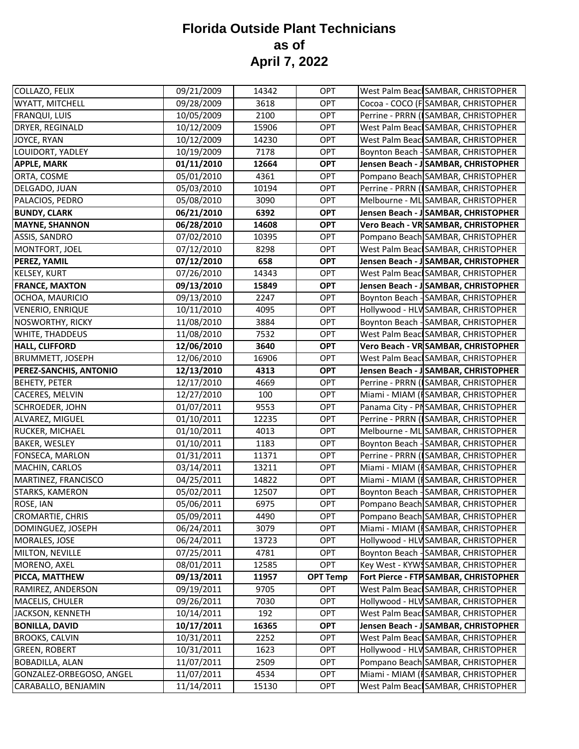# Florida Outside Plant Technicians as of April 7, 2022

| | | | | | |
|---|---|---|---|---|---|
| COLLAZO, FELIX | 09/21/2009 | 14342 | OPT | West Palm Beac | SAMBAR, CHRISTOPHER |
| WYATT, MITCHELL | 09/28/2009 | 3618 | OPT | Cocoa - COCO (F | SAMBAR, CHRISTOPHER |
| FRANQUI, LUIS | 10/05/2009 | 2100 | OPT | Perrine - PRRN ( | SAMBAR, CHRISTOPHER |
| DRYER, REGINALD | 10/12/2009 | 15906 | OPT | West Palm Beac | SAMBAR, CHRISTOPHER |
| JOYCE, RYAN | 10/12/2009 | 14230 | OPT | West Palm Beac | SAMBAR, CHRISTOPHER |
| LOUIDORT, YADLEY | 10/19/2009 | 7178 | OPT | Boynton Beach - | SAMBAR, CHRISTOPHER |
| **APPLE, MARK** | **01/11/2010** | **12664** | **OPT** | **Jensen Beach - J** | **SAMBAR, CHRISTOPHER** |
| ORTA, COSME | 05/01/2010 | 4361 | OPT | Pompano Beach | SAMBAR, CHRISTOPHER |
| DELGADO, JUAN | 05/03/2010 | 10194 | OPT | Perrine - PRRN ( | SAMBAR, CHRISTOPHER |
| PALACIOS, PEDRO | 05/08/2010 | 3090 | OPT | Melbourne - ML | SAMBAR, CHRISTOPHER |
| **BUNDY, CLARK** | **06/21/2010** | **6392** | **OPT** | **Jensen Beach - J** | **SAMBAR, CHRISTOPHER** |
| **MAYNE, SHANNON** | **06/28/2010** | **14608** | **OPT** | **Vero Beach - VR** | **SAMBAR, CHRISTOPHER** |
| ASSIS, SANDRO | 07/02/2010 | 10395 | OPT | Pompano Beach | SAMBAR, CHRISTOPHER |
| MONTFORT, JOEL | 07/12/2010 | 8298 | OPT | West Palm Beac | SAMBAR, CHRISTOPHER |
| **PEREZ, YAMIL** | **07/12/2010** | **658** | **OPT** | **Jensen Beach - J** | **SAMBAR, CHRISTOPHER** |
| KELSEY, KURT | 07/26/2010 | 14343 | OPT | West Palm Beac | SAMBAR, CHRISTOPHER |
| **FRANCE, MAXTON** | **09/13/2010** | **15849** | **OPT** | **Jensen Beach - J** | **SAMBAR, CHRISTOPHER** |
| OCHOA, MAURICIO | 09/13/2010 | 2247 | OPT | Boynton Beach - | SAMBAR, CHRISTOPHER |
| VENERIO, ENRIQUE | 10/11/2010 | 4095 | OPT | Hollywood - HLV | SAMBAR, CHRISTOPHER |
| NOSWORTHY, RICKY | 11/08/2010 | 3884 | OPT | Boynton Beach - | SAMBAR, CHRISTOPHER |
| WHITE, THADDEUS | 11/08/2010 | 7532 | OPT | West Palm Beac | SAMBAR, CHRISTOPHER |
| **HALL, CLIFFORD** | **12/06/2010** | **3640** | **OPT** | **Vero Beach - VR** | **SAMBAR, CHRISTOPHER** |
| BRUMMETT, JOSEPH | 12/06/2010 | 16906 | OPT | West Palm Beac | SAMBAR, CHRISTOPHER |
| **PEREZ-SANCHIS, ANTONIO** | **12/13/2010** | **4313** | **OPT** | **Jensen Beach - J** | **SAMBAR, CHRISTOPHER** |
| BEHETY, PETER | 12/17/2010 | 4669 | OPT | Perrine - PRRN ( | SAMBAR, CHRISTOPHER |
| CACERES, MELVIN | 12/27/2010 | 100 | OPT | Miami - MIAM (I | SAMBAR, CHRISTOPHER |
| SCHROEDER, JOHN | 01/07/2011 | 9553 | OPT | Panama City - PN | SAMBAR, CHRISTOPHER |
| ALVAREZ, MIGUEL | 01/10/2011 | 12235 | OPT | Perrine - PRRN ( | SAMBAR, CHRISTOPHER |
| RUCKER, MICHAEL | 01/10/2011 | 4013 | OPT | Melbourne - ML | SAMBAR, CHRISTOPHER |
| BAKER, WESLEY | 01/10/2011 | 1183 | OPT | Boynton Beach - | SAMBAR, CHRISTOPHER |
| FONSECA, MARLON | 01/31/2011 | 11371 | OPT | Perrine - PRRN ( | SAMBAR, CHRISTOPHER |
| MACHIN, CARLOS | 03/14/2011 | 13211 | OPT | Miami - MIAM (I | SAMBAR, CHRISTOPHER |
| MARTINEZ, FRANCISCO | 04/25/2011 | 14822 | OPT | Miami - MIAM (I | SAMBAR, CHRISTOPHER |
| STARKS, KAMERON | 05/02/2011 | 12507 | OPT | Boynton Beach - | SAMBAR, CHRISTOPHER |
| ROSE, IAN | 05/06/2011 | 6975 | OPT | Pompano Beach | SAMBAR, CHRISTOPHER |
| CROMARTIE, CHRIS | 05/09/2011 | 4490 | OPT | Pompano Beach | SAMBAR, CHRISTOPHER |
| DOMINGUEZ, JOSEPH | 06/24/2011 | 3079 | OPT | Miami - MIAM (I | SAMBAR, CHRISTOPHER |
| MORALES, JOSE | 06/24/2011 | 13723 | OPT | Hollywood - HLV | SAMBAR, CHRISTOPHER |
| MILTON, NEVILLE | 07/25/2011 | 4781 | OPT | Boynton Beach - | SAMBAR, CHRISTOPHER |
| MORENO, AXEL | 08/01/2011 | 12585 | OPT | Key West - KYWS | SAMBAR, CHRISTOPHER |
| **PICCA, MATTHEW** | **09/13/2011** | **11957** | **OPT Temp** | **Fort Pierce - FTP** | **SAMBAR, CHRISTOPHER** |
| RAMIREZ, ANDERSON | 09/19/2011 | 9705 | OPT | West Palm Beac | SAMBAR, CHRISTOPHER |
| MACELIS, CHULER | 09/26/2011 | 7030 | OPT | Hollywood - HLV | SAMBAR, CHRISTOPHER |
| JACKSON, KENNETH | 10/14/2011 | 192 | OPT | West Palm Beac | SAMBAR, CHRISTOPHER |
| **BONILLA, DAVID** | **10/17/2011** | **16365** | **OPT** | **Jensen Beach - J** | **SAMBAR, CHRISTOPHER** |
| BROOKS, CALVIN | 10/31/2011 | 2252 | OPT | West Palm Beac | SAMBAR, CHRISTOPHER |
| GREEN, ROBERT | 10/31/2011 | 1623 | OPT | Hollywood - HLV | SAMBAR, CHRISTOPHER |
| BOBADILLA, ALAN | 11/07/2011 | 2509 | OPT | Pompano Beach | SAMBAR, CHRISTOPHER |
| GONZALEZ-ORBEGOSO, ANGEL | 11/07/2011 | 4534 | OPT | Miami - MIAM (I | SAMBAR, CHRISTOPHER |
| CARABALLO, BENJAMIN | 11/14/2011 | 15130 | OPT | West Palm Beac | SAMBAR, CHRISTOPHER |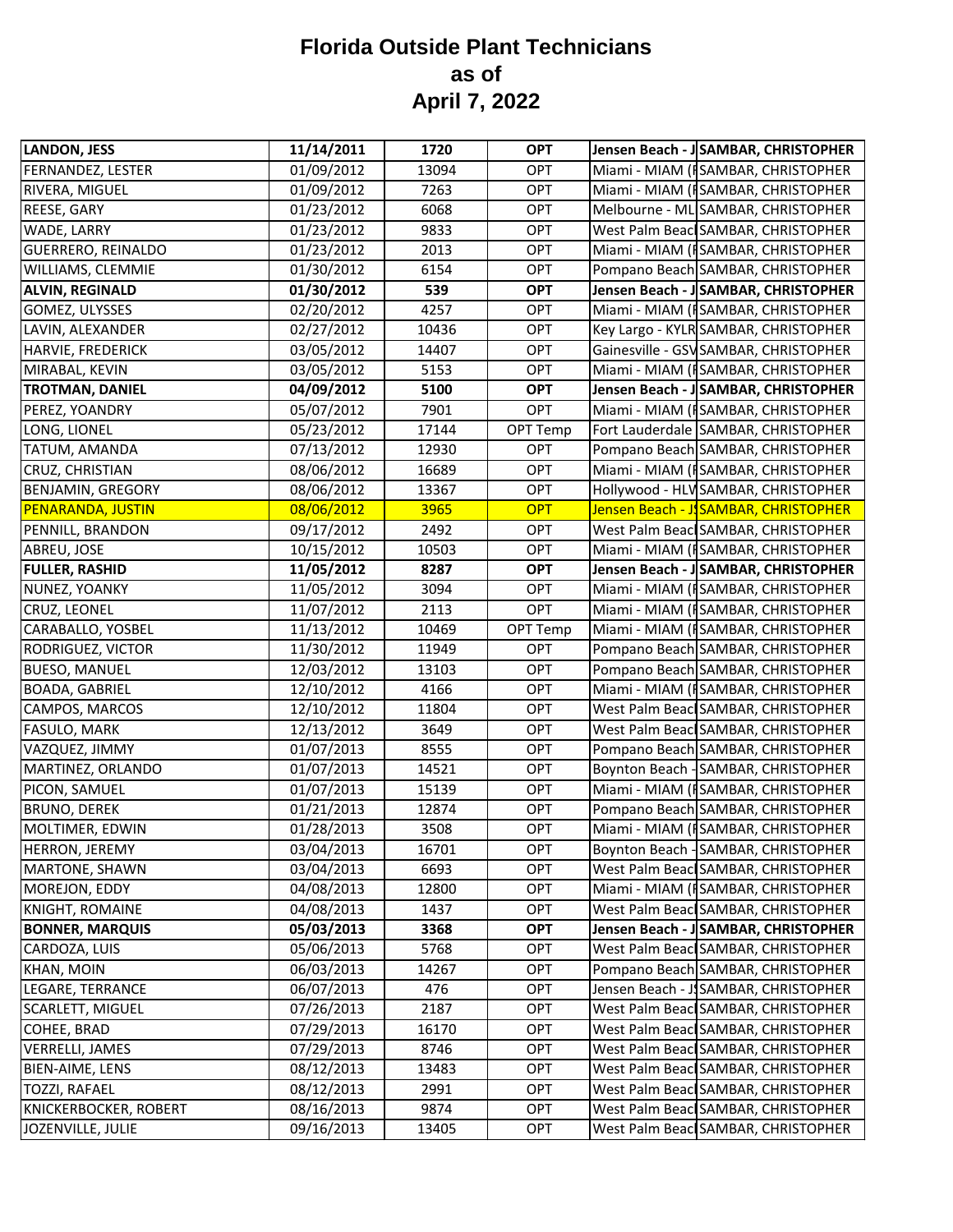# Florida Outside Plant Technicians
## as of
## April 7, 2022

| | | | | | |
|---|---|---|---|---|---|
| **LANDON, JESS** | **11/14/2011** | **1720** | **OPT** | **Jensen Beach - J** | **SAMBAR, CHRISTOPHER** |
| FERNANDEZ, LESTER | 01/09/2012 | 13094 | OPT | Miami - MIAM (I | SAMBAR, CHRISTOPHER |
| RIVERA, MIGUEL | 01/09/2012 | 7263 | OPT | Miami - MIAM (I | SAMBAR, CHRISTOPHER |
| REESE, GARY | 01/23/2012 | 6068 | OPT | Melbourne - ML | SAMBAR, CHRISTOPHER |
| WADE, LARRY | 01/23/2012 | 9833 | OPT | West Palm Beac | SAMBAR, CHRISTOPHER |
| GUERRERO, REINALDO | 01/23/2012 | 2013 | OPT | Miami - MIAM (I | SAMBAR, CHRISTOPHER |
| WILLIAMS, CLEMMIE | 01/30/2012 | 6154 | OPT | Pompano Beach | SAMBAR, CHRISTOPHER |
| **ALVIN, REGINALD** | **01/30/2012** | **539** | **OPT** | **Jensen Beach - J** | **SAMBAR, CHRISTOPHER** |
| GOMEZ, ULYSSES | 02/20/2012 | 4257 | OPT | Miami - MIAM (I | SAMBAR, CHRISTOPHER |
| LAVIN, ALEXANDER | 02/27/2012 | 10436 | OPT | Key Largo - KYLR | SAMBAR, CHRISTOPHER |
| HARVIE, FREDERICK | 03/05/2012 | 14407 | OPT | Gainesville - GSV | SAMBAR, CHRISTOPHER |
| MIRABAL, KEVIN | 03/05/2012 | 5153 | OPT | Miami - MIAM (I | SAMBAR, CHRISTOPHER |
| **TROTMAN, DANIEL** | **04/09/2012** | **5100** | **OPT** | **Jensen Beach - J** | **SAMBAR, CHRISTOPHER** |
| PEREZ, YOANDRY | 05/07/2012 | 7901 | OPT | Miami - MIAM (I | SAMBAR, CHRISTOPHER |
| LONG, LIONEL | 05/23/2012 | 17144 | OPT Temp | Fort Lauderdale | SAMBAR, CHRISTOPHER |
| TATUM, AMANDA | 07/13/2012 | 12930 | OPT | Pompano Beach | SAMBAR, CHRISTOPHER |
| CRUZ, CHRISTIAN | 08/06/2012 | 16689 | OPT | Miami - MIAM (I | SAMBAR, CHRISTOPHER |
| BENJAMIN, GREGORY | 08/06/2012 | 13367 | OPT | Hollywood - HLV | SAMBAR, CHRISTOPHER |
| PENARANDA, JUSTIN | 08/06/2012 | 3965 | OPT | Jensen Beach - J | SAMBAR, CHRISTOPHER |
| PENNILL, BRANDON | 09/17/2012 | 2492 | OPT | West Palm Beac | SAMBAR, CHRISTOPHER |
| ABREU, JOSE | 10/15/2012 | 10503 | OPT | Miami - MIAM (I | SAMBAR, CHRISTOPHER |
| **FULLER, RASHID** | **11/05/2012** | **8287** | **OPT** | **Jensen Beach - J** | **SAMBAR, CHRISTOPHER** |
| NUNEZ, YOANKY | 11/05/2012 | 3094 | OPT | Miami - MIAM (I | SAMBAR, CHRISTOPHER |
| CRUZ, LEONEL | 11/07/2012 | 2113 | OPT | Miami - MIAM (I | SAMBAR, CHRISTOPHER |
| CARABALLO, YOSBEL | 11/13/2012 | 10469 | OPT Temp | Miami - MIAM (I | SAMBAR, CHRISTOPHER |
| RODRIGUEZ, VICTOR | 11/30/2012 | 11949 | OPT | Pompano Beach | SAMBAR, CHRISTOPHER |
| BUESO, MANUEL | 12/03/2012 | 13103 | OPT | Pompano Beach | SAMBAR, CHRISTOPHER |
| BOADA, GABRIEL | 12/10/2012 | 4166 | OPT | Miami - MIAM (I | SAMBAR, CHRISTOPHER |
| CAMPOS, MARCOS | 12/10/2012 | 11804 | OPT | West Palm Beac | SAMBAR, CHRISTOPHER |
| FASULO, MARK | 12/13/2012 | 3649 | OPT | West Palm Beac | SAMBAR, CHRISTOPHER |
| VAZQUEZ, JIMMY | 01/07/2013 | 8555 | OPT | Pompano Beach | SAMBAR, CHRISTOPHER |
| MARTINEZ, ORLANDO | 01/07/2013 | 14521 | OPT | Boynton Beach - | SAMBAR, CHRISTOPHER |
| PICON, SAMUEL | 01/07/2013 | 15139 | OPT | Miami - MIAM (I | SAMBAR, CHRISTOPHER |
| BRUNO, DEREK | 01/21/2013 | 12874 | OPT | Pompano Beach | SAMBAR, CHRISTOPHER |
| MOLTIMER, EDWIN | 01/28/2013 | 3508 | OPT | Miami - MIAM (I | SAMBAR, CHRISTOPHER |
| HERRON, JEREMY | 03/04/2013 | 16701 | OPT | Boynton Beach - | SAMBAR, CHRISTOPHER |
| MARTONE, SHAWN | 03/04/2013 | 6693 | OPT | West Palm Beac | SAMBAR, CHRISTOPHER |
| MOREJON, EDDY | 04/08/2013 | 12800 | OPT | Miami - MIAM (I | SAMBAR, CHRISTOPHER |
| KNIGHT, ROMAINE | 04/08/2013 | 1437 | OPT | West Palm Beac | SAMBAR, CHRISTOPHER |
| **BONNER, MARQUIS** | **05/03/2013** | **3368** | **OPT** | **Jensen Beach - J** | **SAMBAR, CHRISTOPHER** |
| CARDOZA, LUIS | 05/06/2013 | 5768 | OPT | West Palm Beac | SAMBAR, CHRISTOPHER |
| KHAN, MOIN | 06/03/2013 | 14267 | OPT | Pompano Beach | SAMBAR, CHRISTOPHER |
| LEGARE, TERRANCE | 06/07/2013 | 476 | OPT | Jensen Beach - J | SAMBAR, CHRISTOPHER |
| SCARLETT, MIGUEL | 07/26/2013 | 2187 | OPT | West Palm Beac | SAMBAR, CHRISTOPHER |
| COHEE, BRAD | 07/29/2013 | 16170 | OPT | West Palm Beac | SAMBAR, CHRISTOPHER |
| VERRELLI, JAMES | 07/29/2013 | 8746 | OPT | West Palm Beac | SAMBAR, CHRISTOPHER |
| BIEN-AIME, LENS | 08/12/2013 | 13483 | OPT | West Palm Beac | SAMBAR, CHRISTOPHER |
| TOZZI, RAFAEL | 08/12/2013 | 2991 | OPT | West Palm Beac | SAMBAR, CHRISTOPHER |
| KNICKERBOCKER, ROBERT | 08/16/2013 | 9874 | OPT | West Palm Beac | SAMBAR, CHRISTOPHER |
| JOZENVILLE, JULIE | 09/16/2013 | 13405 | OPT | West Palm Beac | SAMBAR, CHRISTOPHER |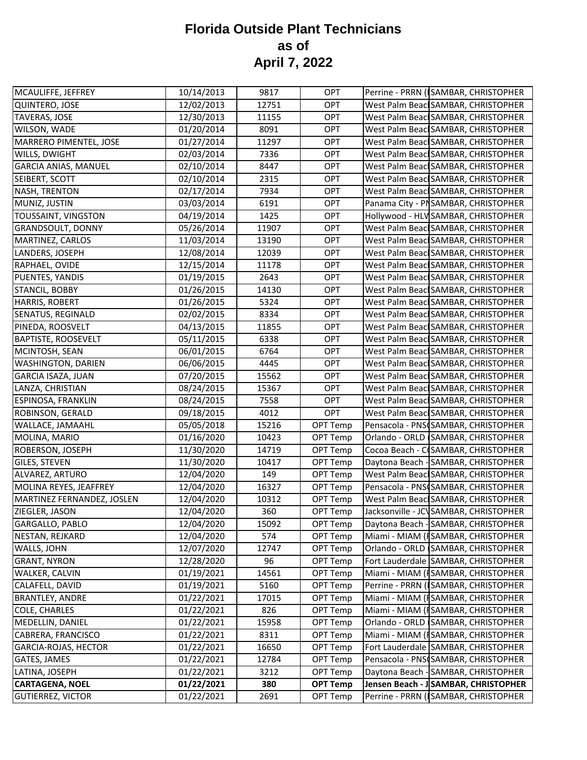# Florida Outside Plant Technicians as of April 7, 2022

| | | | | | |
|---|---|---|---|---|---|
| MCAULIFFE, JEFFREY | 10/14/2013 | 9817 | OPT | Perrine - PRRN ( | SAMBAR, CHRISTOPHER |
| QUINTERO, JOSE | 12/02/2013 | 12751 | OPT | West Palm Beac | SAMBAR, CHRISTOPHER |
| TAVERAS, JOSE | 12/30/2013 | 11155 | OPT | West Palm Beac | SAMBAR, CHRISTOPHER |
| WILSON, WADE | 01/20/2014 | 8091 | OPT | West Palm Beac | SAMBAR, CHRISTOPHER |
| MARRERO PIMENTEL, JOSE | 01/27/2014 | 11297 | OPT | West Palm Beac | SAMBAR, CHRISTOPHER |
| WILLS, DWIGHT | 02/03/2014 | 7336 | OPT | West Palm Beac | SAMBAR, CHRISTOPHER |
| GARCIA ANIAS, MANUEL | 02/10/2014 | 8447 | OPT | West Palm Beac | SAMBAR, CHRISTOPHER |
| SEIBERT, SCOTT | 02/10/2014 | 2315 | OPT | West Palm Beac | SAMBAR, CHRISTOPHER |
| NASH, TRENTON | 02/17/2014 | 7934 | OPT | West Palm Beac | SAMBAR, CHRISTOPHER |
| MUNIZ, JUSTIN | 03/03/2014 | 6191 | OPT | Panama City - PN | SAMBAR, CHRISTOPHER |
| TOUSSAINT, VINGSTON | 04/19/2014 | 1425 | OPT | Hollywood - HLW | SAMBAR, CHRISTOPHER |
| GRANDSOULT, DONNY | 05/26/2014 | 11907 | OPT | West Palm Beac | SAMBAR, CHRISTOPHER |
| MARTINEZ, CARLOS | 11/03/2014 | 13190 | OPT | West Palm Beac | SAMBAR, CHRISTOPHER |
| LANDERS, JOSEPH | 12/08/2014 | 12039 | OPT | West Palm Beac | SAMBAR, CHRISTOPHER |
| RAPHAEL, OVIDE | 12/15/2014 | 11178 | OPT | West Palm Beac | SAMBAR, CHRISTOPHER |
| PUENTES, YANDIS | 01/19/2015 | 2643 | OPT | West Palm Beac | SAMBAR, CHRISTOPHER |
| STANCIL, BOBBY | 01/26/2015 | 14130 | OPT | West Palm Beac | SAMBAR, CHRISTOPHER |
| HARRIS, ROBERT | 01/26/2015 | 5324 | OPT | West Palm Beac | SAMBAR, CHRISTOPHER |
| SENATUS, REGINALD | 02/02/2015 | 8334 | OPT | West Palm Beac | SAMBAR, CHRISTOPHER |
| PINEDA, ROOSVELT | 04/13/2015 | 11855 | OPT | West Palm Beac | SAMBAR, CHRISTOPHER |
| BAPTISTE, ROOSEVELT | 05/11/2015 | 6338 | OPT | West Palm Beac | SAMBAR, CHRISTOPHER |
| MCINTOSH, SEAN | 06/01/2015 | 6764 | OPT | West Palm Beac | SAMBAR, CHRISTOPHER |
| WASHINGTON, DARIEN | 06/06/2015 | 4445 | OPT | West Palm Beac | SAMBAR, CHRISTOPHER |
| GARCIA ISAZA, JUAN | 07/20/2015 | 15562 | OPT | West Palm Beac | SAMBAR, CHRISTOPHER |
| LANZA, CHRISTIAN | 08/24/2015 | 15367 | OPT | West Palm Beac | SAMBAR, CHRISTOPHER |
| ESPINOSA, FRANKLIN | 08/24/2015 | 7558 | OPT | West Palm Beac | SAMBAR, CHRISTOPHER |
| ROBINSON, GERALD | 09/18/2015 | 4012 | OPT | West Palm Beac | SAMBAR, CHRISTOPHER |
| WALLACE, JAMAAHL | 05/05/2018 | 15216 | OPT Temp | Pensacola - PNS( | SAMBAR, CHRISTOPHER |
| MOLINA, MARIO | 01/16/2020 | 10423 | OPT Temp | Orlando - ORLD ( | SAMBAR, CHRISTOPHER |
| ROBERSON, JOSEPH | 11/30/2020 | 14719 | OPT Temp | Cocoa Beach - C( | SAMBAR, CHRISTOPHER |
| GILES, STEVEN | 11/30/2020 | 10417 | OPT Temp | Daytona Beach - | SAMBAR, CHRISTOPHER |
| ALVAREZ, ARTURO | 12/04/2020 | 149 | OPT Temp | West Palm Beac | SAMBAR, CHRISTOPHER |
| MOLINA REYES, JEAFFREY | 12/04/2020 | 16327 | OPT Temp | Pensacola - PNS( | SAMBAR, CHRISTOPHER |
| MARTINEZ FERNANDEZ, JOSLEN | 12/04/2020 | 10312 | OPT Temp | West Palm Beac | SAMBAR, CHRISTOPHER |
| ZIEGLER, JASON | 12/04/2020 | 360 | OPT Temp | Jacksonville - JC\ | SAMBAR, CHRISTOPHER |
| GARGALLO, PABLO | 12/04/2020 | 15092 | OPT Temp | Daytona Beach - | SAMBAR, CHRISTOPHER |
| NESTAN, REJKARD | 12/04/2020 | 574 | OPT Temp | Miami - MIAM (F | SAMBAR, CHRISTOPHER |
| WALLS, JOHN | 12/07/2020 | 12747 | OPT Temp | Orlando - ORLD ( | SAMBAR, CHRISTOPHER |
| GRANT, NYRON | 12/28/2020 | 96 | OPT Temp | Fort Lauderdale | SAMBAR, CHRISTOPHER |
| WALKER, CALVIN | 01/19/2021 | 14561 | OPT Temp | Miami - MIAM (F | SAMBAR, CHRISTOPHER |
| CALAFELL, DAVID | 01/19/2021 | 5160 | OPT Temp | Perrine - PRRN ( | SAMBAR, CHRISTOPHER |
| BRANTLEY, ANDRE | 01/22/2021 | 17015 | OPT Temp | Miami - MIAM (F | SAMBAR, CHRISTOPHER |
| COLE, CHARLES | 01/22/2021 | 826 | OPT Temp | Miami - MIAM (F | SAMBAR, CHRISTOPHER |
| MEDELLIN, DANIEL | 01/22/2021 | 15958 | OPT Temp | Orlando - ORLD ( | SAMBAR, CHRISTOPHER |
| CABRERA, FRANCISCO | 01/22/2021 | 8311 | OPT Temp | Miami - MIAM (F | SAMBAR, CHRISTOPHER |
| GARCIA-ROJAS, HECTOR | 01/22/2021 | 16650 | OPT Temp | Fort Lauderdale | SAMBAR, CHRISTOPHER |
| GATES, JAMES | 01/22/2021 | 12784 | OPT Temp | Pensacola - PNS( | SAMBAR, CHRISTOPHER |
| LATINA, JOSEPH | 01/22/2021 | 3212 | OPT Temp | Daytona Beach - | SAMBAR, CHRISTOPHER |
| **CARTAGENA, NOEL** | **01/22/2021** | **380** | **OPT Temp** | **Jensen Beach - J** | **SAMBAR, CHRISTOPHER** |
| GUTIERREZ, VICTOR | 01/22/2021 | 2691 | OPT Temp | Perrine - PRRN ( | SAMBAR, CHRISTOPHER |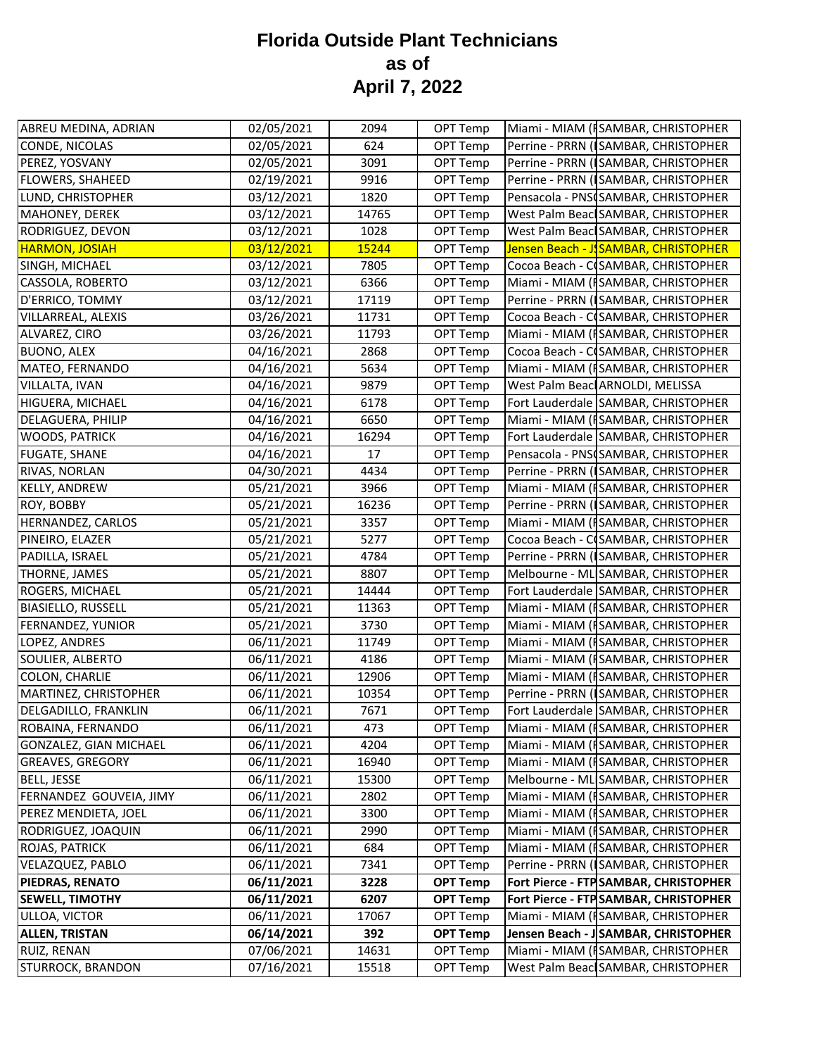# Florida Outside Plant Technicians
# as of
# April 7, 2022

| | | | | | |
|---|---|---|---|---|---|
| ABREU MEDINA, ADRIAN | 02/05/2021 | 2094 | OPT Temp | Miami - MIAM (I | SAMBAR, CHRISTOPHER |
| CONDE, NICOLAS | 02/05/2021 | 624 | OPT Temp | Perrine - PRRN (I | SAMBAR, CHRISTOPHER |
| PEREZ, YOSVANY | 02/05/2021 | 3091 | OPT Temp | Perrine - PRRN (I | SAMBAR, CHRISTOPHER |
| FLOWERS, SHAHEED | 02/19/2021 | 9916 | OPT Temp | Perrine - PRRN (I | SAMBAR, CHRISTOPHER |
| LUND, CHRISTOPHER | 03/12/2021 | 1820 | OPT Temp | Pensacola - PNS( | SAMBAR, CHRISTOPHER |
| MAHONEY, DEREK | 03/12/2021 | 14765 | OPT Temp | West Palm Beacl | SAMBAR, CHRISTOPHER |
| RODRIGUEZ, DEVON | 03/12/2021 | 1028 | OPT Temp | West Palm Beacl | SAMBAR, CHRISTOPHER |
| HARMON, JOSIAH | 03/12/2021 | 15244 | OPT Temp | Jensen Beach - J | SAMBAR, CHRISTOPHER |
| SINGH, MICHAEL | 03/12/2021 | 7805 | OPT Temp | Cocoa Beach - C( | SAMBAR, CHRISTOPHER |
| CASSOLA, ROBERTO | 03/12/2021 | 6366 | OPT Temp | Miami - MIAM (I | SAMBAR, CHRISTOPHER |
| D'ERRICO, TOMMY | 03/12/2021 | 17119 | OPT Temp | Perrine - PRRN (I | SAMBAR, CHRISTOPHER |
| VILLARREAL, ALEXIS | 03/26/2021 | 11731 | OPT Temp | Cocoa Beach - C( | SAMBAR, CHRISTOPHER |
| ALVAREZ, CIRO | 03/26/2021 | 11793 | OPT Temp | Miami - MIAM (I | SAMBAR, CHRISTOPHER |
| BUONO, ALEX | 04/16/2021 | 2868 | OPT Temp | Cocoa Beach - C( | SAMBAR, CHRISTOPHER |
| MATEO, FERNANDO | 04/16/2021 | 5634 | OPT Temp | Miami - MIAM (I | SAMBAR, CHRISTOPHER |
| VILLALTA, IVAN | 04/16/2021 | 9879 | OPT Temp | West Palm Beacl | ARNOLDI, MELISSA |
| HIGUERA, MICHAEL | 04/16/2021 | 6178 | OPT Temp | Fort Lauderdale | SAMBAR, CHRISTOPHER |
| DELAGUERA, PHILIP | 04/16/2021 | 6650 | OPT Temp | Miami - MIAM (I | SAMBAR, CHRISTOPHER |
| WOODS, PATRICK | 04/16/2021 | 16294 | OPT Temp | Fort Lauderdale | SAMBAR, CHRISTOPHER |
| FUGATE, SHANE | 04/16/2021 | 17 | OPT Temp | Pensacola - PNS( | SAMBAR, CHRISTOPHER |
| RIVAS, NORLAN | 04/30/2021 | 4434 | OPT Temp | Perrine - PRRN (I | SAMBAR, CHRISTOPHER |
| KELLY, ANDREW | 05/21/2021 | 3966 | OPT Temp | Miami - MIAM (I | SAMBAR, CHRISTOPHER |
| ROY, BOBBY | 05/21/2021 | 16236 | OPT Temp | Perrine - PRRN (I | SAMBAR, CHRISTOPHER |
| HERNANDEZ, CARLOS | 05/21/2021 | 3357 | OPT Temp | Miami - MIAM (I | SAMBAR, CHRISTOPHER |
| PINEIRO, ELAZER | 05/21/2021 | 5277 | OPT Temp | Cocoa Beach - C( | SAMBAR, CHRISTOPHER |
| PADILLA, ISRAEL | 05/21/2021 | 4784 | OPT Temp | Perrine - PRRN (I | SAMBAR, CHRISTOPHER |
| THORNE, JAMES | 05/21/2021 | 8807 | OPT Temp | Melbourne - ML | SAMBAR, CHRISTOPHER |
| ROGERS, MICHAEL | 05/21/2021 | 14444 | OPT Temp | Fort Lauderdale | SAMBAR, CHRISTOPHER |
| BIASIELLO, RUSSELL | 05/21/2021 | 11363 | OPT Temp | Miami - MIAM (I | SAMBAR, CHRISTOPHER |
| FERNANDEZ, YUNIOR | 05/21/2021 | 3730 | OPT Temp | Miami - MIAM (I | SAMBAR, CHRISTOPHER |
| LOPEZ, ANDRES | 06/11/2021 | 11749 | OPT Temp | Miami - MIAM (I | SAMBAR, CHRISTOPHER |
| SOULIER, ALBERTO | 06/11/2021 | 4186 | OPT Temp | Miami - MIAM (I | SAMBAR, CHRISTOPHER |
| COLON, CHARLIE | 06/11/2021 | 12906 | OPT Temp | Miami - MIAM (I | SAMBAR, CHRISTOPHER |
| MARTINEZ, CHRISTOPHER | 06/11/2021 | 10354 | OPT Temp | Perrine - PRRN (I | SAMBAR, CHRISTOPHER |
| DELGADILLO, FRANKLIN | 06/11/2021 | 7671 | OPT Temp | Fort Lauderdale | SAMBAR, CHRISTOPHER |
| ROBAINA, FERNANDO | 06/11/2021 | 473 | OPT Temp | Miami - MIAM (I | SAMBAR, CHRISTOPHER |
| GONZALEZ, GIAN MICHAEL | 06/11/2021 | 4204 | OPT Temp | Miami - MIAM (I | SAMBAR, CHRISTOPHER |
| GREAVES, GREGORY | 06/11/2021 | 16940 | OPT Temp | Miami - MIAM (I | SAMBAR, CHRISTOPHER |
| BELL, JESSE | 06/11/2021 | 15300 | OPT Temp | Melbourne - ML | SAMBAR, CHRISTOPHER |
| FERNANDEZ GOUVEIA, JIMY | 06/11/2021 | 2802 | OPT Temp | Miami - MIAM (I | SAMBAR, CHRISTOPHER |
| PEREZ MENDIETA, JOEL | 06/11/2021 | 3300 | OPT Temp | Miami - MIAM (I | SAMBAR, CHRISTOPHER |
| RODRIGUEZ, JOAQUIN | 06/11/2021 | 2990 | OPT Temp | Miami - MIAM (I | SAMBAR, CHRISTOPHER |
| ROJAS, PATRICK | 06/11/2021 | 684 | OPT Temp | Miami - MIAM (I | SAMBAR, CHRISTOPHER |
| VELAZQUEZ, PABLO | 06/11/2021 | 7341 | OPT Temp | Perrine - PRRN (I | SAMBAR, CHRISTOPHER |
| **PIEDRAS, RENATO** | **06/11/2021** | **3228** | **OPT Temp** | **Fort Pierce - FTP** | **SAMBAR, CHRISTOPHER** |
| **SEWELL, TIMOTHY** | **06/11/2021** | **6207** | **OPT Temp** | **Fort Pierce - FTP** | **SAMBAR, CHRISTOPHER** |
| ULLOA, VICTOR | 06/11/2021 | 17067 | OPT Temp | Miami - MIAM (I | SAMBAR, CHRISTOPHER |
| **ALLEN, TRISTAN** | **06/14/2021** | **392** | **OPT Temp** | **Jensen Beach - J** | **SAMBAR, CHRISTOPHER** |
| RUIZ, RENAN | 07/06/2021 | 14631 | OPT Temp | Miami - MIAM (I | SAMBAR, CHRISTOPHER |
| STURROCK, BRANDON | 07/16/2021 | 15518 | OPT Temp | West Palm Beacl | SAMBAR, CHRISTOPHER |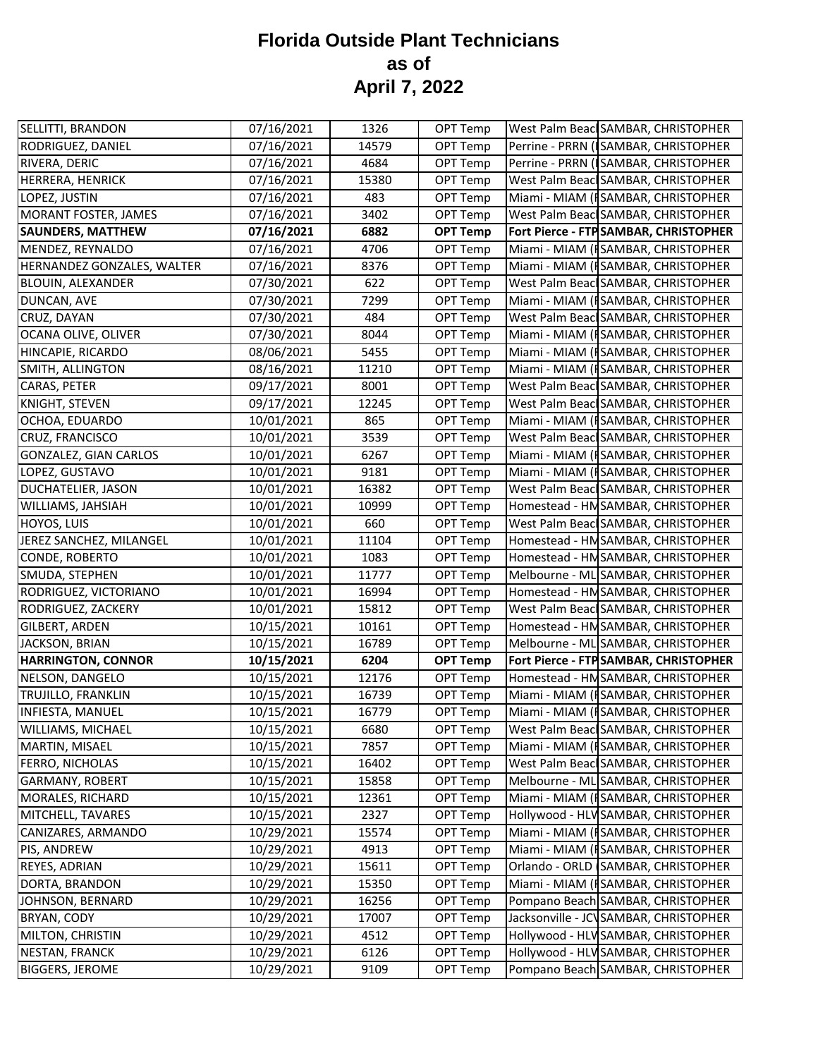# Florida Outside Plant Technicians as of April 7, 2022

| | | | | | |
|---|---|---|---|---|---|
| SELLITTI, BRANDON | 07/16/2021 | 1326 | OPT Temp | West Palm Beac | SAMBAR, CHRISTOPHER |
| RODRIGUEZ, DANIEL | 07/16/2021 | 14579 | OPT Temp | Perrine - PRRN ( | SAMBAR, CHRISTOPHER |
| RIVERA, DERIC | 07/16/2021 | 4684 | OPT Temp | Perrine - PRRN ( | SAMBAR, CHRISTOPHER |
| HERRERA, HENRICK | 07/16/2021 | 15380 | OPT Temp | West Palm Beac | SAMBAR, CHRISTOPHER |
| LOPEZ, JUSTIN | 07/16/2021 | 483 | OPT Temp | Miami - MIAM ( | SAMBAR, CHRISTOPHER |
| MORANT FOSTER, JAMES | 07/16/2021 | 3402 | OPT Temp | West Palm Beac | SAMBAR, CHRISTOPHER |
| **SAUNDERS, MATTHEW** | **07/16/2021** | **6882** | **OPT Temp** | **Fort Pierce - FTP** | **SAMBAR, CHRISTOPHER** |
| MENDEZ, REYNALDO | 07/16/2021 | 4706 | OPT Temp | Miami - MIAM ( | SAMBAR, CHRISTOPHER |
| HERNANDEZ GONZALES, WALTER | 07/16/2021 | 8376 | OPT Temp | Miami - MIAM ( | SAMBAR, CHRISTOPHER |
| BLOUIN, ALEXANDER | 07/30/2021 | 622 | OPT Temp | West Palm Beac | SAMBAR, CHRISTOPHER |
| DUNCAN, AVE | 07/30/2021 | 7299 | OPT Temp | Miami - MIAM ( | SAMBAR, CHRISTOPHER |
| CRUZ, DAYAN | 07/30/2021 | 484 | OPT Temp | West Palm Beac | SAMBAR, CHRISTOPHER |
| OCANA OLIVE, OLIVER | 07/30/2021 | 8044 | OPT Temp | Miami - MIAM ( | SAMBAR, CHRISTOPHER |
| HINCAPIE, RICARDO | 08/06/2021 | 5455 | OPT Temp | Miami - MIAM ( | SAMBAR, CHRISTOPHER |
| SMITH, ALLINGTON | 08/16/2021 | 11210 | OPT Temp | Miami - MIAM ( | SAMBAR, CHRISTOPHER |
| CARAS, PETER | 09/17/2021 | 8001 | OPT Temp | West Palm Beac | SAMBAR, CHRISTOPHER |
| KNIGHT, STEVEN | 09/17/2021 | 12245 | OPT Temp | West Palm Beac | SAMBAR, CHRISTOPHER |
| OCHOA, EDUARDO | 10/01/2021 | 865 | OPT Temp | Miami - MIAM ( | SAMBAR, CHRISTOPHER |
| CRUZ, FRANCISCO | 10/01/2021 | 3539 | OPT Temp | West Palm Beac | SAMBAR, CHRISTOPHER |
| GONZALEZ, GIAN CARLOS | 10/01/2021 | 6267 | OPT Temp | Miami - MIAM ( | SAMBAR, CHRISTOPHER |
| LOPEZ, GUSTAVO | 10/01/2021 | 9181 | OPT Temp | Miami - MIAM ( | SAMBAR, CHRISTOPHER |
| DUCHATELIER, JASON | 10/01/2021 | 16382 | OPT Temp | West Palm Beac | SAMBAR, CHRISTOPHER |
| WILLIAMS, JAHSIAH | 10/01/2021 | 10999 | OPT Temp | Homestead - HM | SAMBAR, CHRISTOPHER |
| HOYOS, LUIS | 10/01/2021 | 660 | OPT Temp | West Palm Beac | SAMBAR, CHRISTOPHER |
| JEREZ SANCHEZ, MILANGEL | 10/01/2021 | 11104 | OPT Temp | Homestead - HM | SAMBAR, CHRISTOPHER |
| CONDE, ROBERTO | 10/01/2021 | 1083 | OPT Temp | Homestead - HM | SAMBAR, CHRISTOPHER |
| SMUDA, STEPHEN | 10/01/2021 | 11777 | OPT Temp | Melbourne - ML | SAMBAR, CHRISTOPHER |
| RODRIGUEZ, VICTORIANO | 10/01/2021 | 16994 | OPT Temp | Homestead - HM | SAMBAR, CHRISTOPHER |
| RODRIGUEZ, ZACKERY | 10/01/2021 | 15812 | OPT Temp | West Palm Beac | SAMBAR, CHRISTOPHER |
| GILBERT, ARDEN | 10/15/2021 | 10161 | OPT Temp | Homestead - HM | SAMBAR, CHRISTOPHER |
| JACKSON, BRIAN | 10/15/2021 | 16789 | OPT Temp | Melbourne - ML | SAMBAR, CHRISTOPHER |
| **HARRINGTON, CONNOR** | **10/15/2021** | **6204** | **OPT Temp** | **Fort Pierce - FTP** | **SAMBAR, CHRISTOPHER** |
| NELSON, DANGELO | 10/15/2021 | 12176 | OPT Temp | Homestead - HM | SAMBAR, CHRISTOPHER |
| TRUJILLO, FRANKLIN | 10/15/2021 | 16739 | OPT Temp | Miami - MIAM ( | SAMBAR, CHRISTOPHER |
| INFIESTA, MANUEL | 10/15/2021 | 16779 | OPT Temp | Miami - MIAM ( | SAMBAR, CHRISTOPHER |
| WILLIAMS, MICHAEL | 10/15/2021 | 6680 | OPT Temp | West Palm Beac | SAMBAR, CHRISTOPHER |
| MARTIN, MISAEL | 10/15/2021 | 7857 | OPT Temp | Miami - MIAM ( | SAMBAR, CHRISTOPHER |
| FERRO, NICHOLAS | 10/15/2021 | 16402 | OPT Temp | West Palm Beac | SAMBAR, CHRISTOPHER |
| GARMANY, ROBERT | 10/15/2021 | 15858 | OPT Temp | Melbourne - ML | SAMBAR, CHRISTOPHER |
| MORALES, RICHARD | 10/15/2021 | 12361 | OPT Temp | Miami - MIAM ( | SAMBAR, CHRISTOPHER |
| MITCHELL, TAVARES | 10/15/2021 | 2327 | OPT Temp | Hollywood - HLV | SAMBAR, CHRISTOPHER |
| CANIZARES, ARMANDO | 10/29/2021 | 15574 | OPT Temp | Miami - MIAM ( | SAMBAR, CHRISTOPHER |
| PIS, ANDREW | 10/29/2021 | 4913 | OPT Temp | Miami - MIAM ( | SAMBAR, CHRISTOPHER |
| REYES, ADRIAN | 10/29/2021 | 15611 | OPT Temp | Orlando - ORLD ( | SAMBAR, CHRISTOPHER |
| DORTA, BRANDON | 10/29/2021 | 15350 | OPT Temp | Miami - MIAM ( | SAMBAR, CHRISTOPHER |
| JOHNSON, BERNARD | 10/29/2021 | 16256 | OPT Temp | Pompano Beach | SAMBAR, CHRISTOPHER |
| BRYAN, CODY | 10/29/2021 | 17007 | OPT Temp | Jacksonville - JCV | SAMBAR, CHRISTOPHER |
| MILTON, CHRISTIN | 10/29/2021 | 4512 | OPT Temp | Hollywood - HLV | SAMBAR, CHRISTOPHER |
| NESTAN, FRANCK | 10/29/2021 | 6126 | OPT Temp | Hollywood - HLV | SAMBAR, CHRISTOPHER |
| BIGGERS, JEROME | 10/29/2021 | 9109 | OPT Temp | Pompano Beach | SAMBAR, CHRISTOPHER |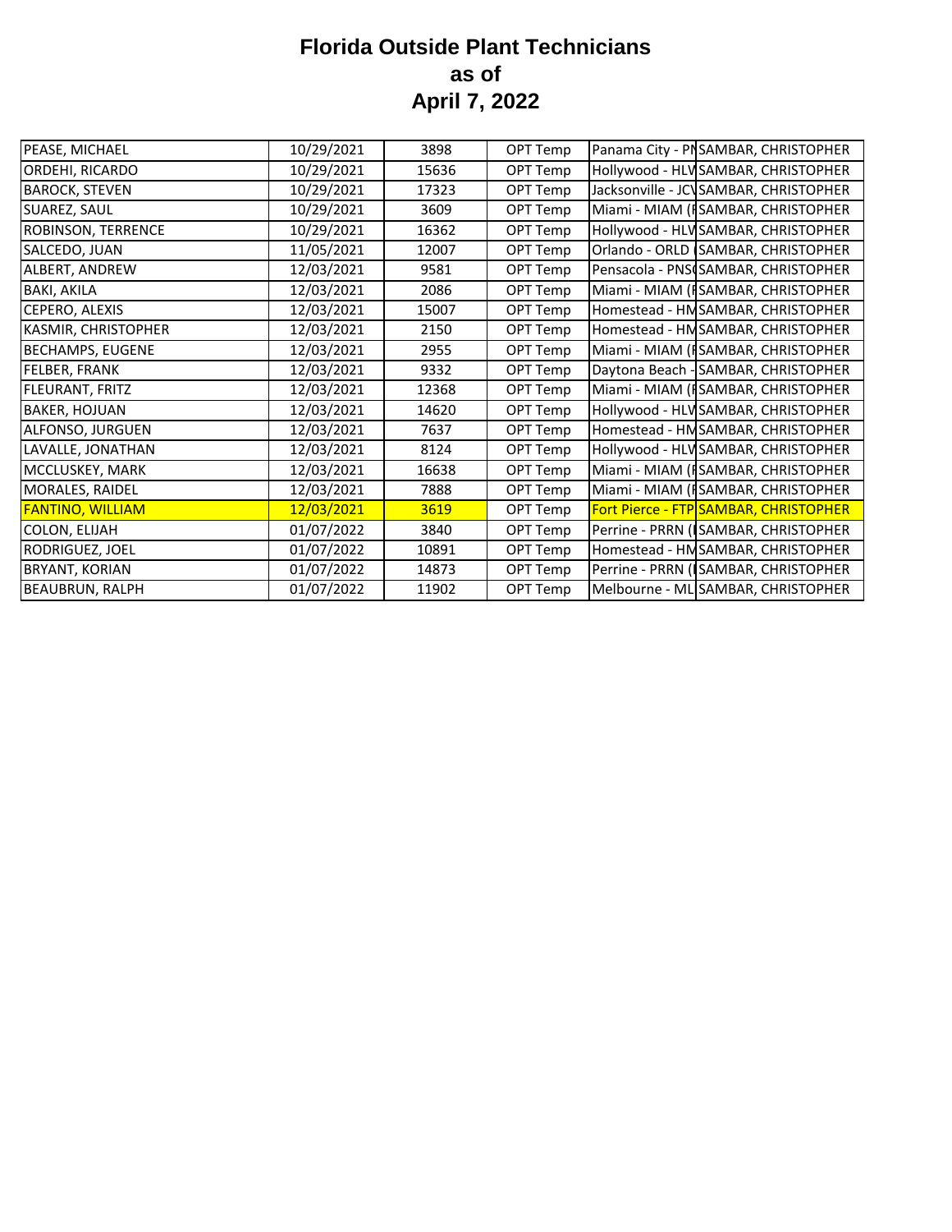# Florida Outside Plant Technicians
# as of
# April 7, 2022

| | | | | | |
|---|---|---|---|---|---|
| PEASE, MICHAEL | 10/29/2021 | 3898 | OPT Temp | Panama City - PN | SAMBAR, CHRISTOPHER |
| ORDEHI, RICARDO | 10/29/2021 | 15636 | OPT Temp | Hollywood - HLW | SAMBAR, CHRISTOPHER |
| BAROCK, STEVEN | 10/29/2021 | 17323 | OPT Temp | Jacksonville - JCV | SAMBAR, CHRISTOPHER |
| SUAREZ, SAUL | 10/29/2021 | 3609 | OPT Temp | Miami - MIAM (F | SAMBAR, CHRISTOPHER |
| ROBINSON, TERRENCE | 10/29/2021 | 16362 | OPT Temp | Hollywood - HLW | SAMBAR, CHRISTOPHER |
| SALCEDO, JUAN | 11/05/2021 | 12007 | OPT Temp | Orlando - ORLD ( | SAMBAR, CHRISTOPHER |
| ALBERT, ANDREW | 12/03/2021 | 9581 | OPT Temp | Pensacola - PNSC | SAMBAR, CHRISTOPHER |
| BAKI, AKILA | 12/03/2021 | 2086 | OPT Temp | Miami - MIAM (F | SAMBAR, CHRISTOPHER |
| CEPERO, ALEXIS | 12/03/2021 | 15007 | OPT Temp | Homestead - HM | SAMBAR, CHRISTOPHER |
| KASMIR, CHRISTOPHER | 12/03/2021 | 2150 | OPT Temp | Homestead - HM | SAMBAR, CHRISTOPHER |
| BECHAMPS, EUGENE | 12/03/2021 | 2955 | OPT Temp | Miami - MIAM (F | SAMBAR, CHRISTOPHER |
| FELBER, FRANK | 12/03/2021 | 9332 | OPT Temp | Daytona Beach - | SAMBAR, CHRISTOPHER |
| FLEURANT, FRITZ | 12/03/2021 | 12368 | OPT Temp | Miami - MIAM (F | SAMBAR, CHRISTOPHER |
| BAKER, HOJUAN | 12/03/2021 | 14620 | OPT Temp | Hollywood - HLW | SAMBAR, CHRISTOPHER |
| ALFONSO, JURGUEN | 12/03/2021 | 7637 | OPT Temp | Homestead - HM | SAMBAR, CHRISTOPHER |
| LAVALLE, JONATHAN | 12/03/2021 | 8124 | OPT Temp | Hollywood - HLW | SAMBAR, CHRISTOPHER |
| MCCLUSKEY, MARK | 12/03/2021 | 16638 | OPT Temp | Miami - MIAM (F | SAMBAR, CHRISTOPHER |
| MORALES, RAIDEL | 12/03/2021 | 7888 | OPT Temp | Miami - MIAM (F | SAMBAR, CHRISTOPHER |
| FANTINO, WILLIAM | 12/03/2021 | 3619 | OPT Temp | Fort Pierce - FTP | SAMBAR, CHRISTOPHER |
| COLON, ELIJAH | 01/07/2022 | 3840 | OPT Temp | Perrine - PRRN (I | SAMBAR, CHRISTOPHER |
| RODRIGUEZ, JOEL | 01/07/2022 | 10891 | OPT Temp | Homestead - HM | SAMBAR, CHRISTOPHER |
| BRYANT, KORIAN | 01/07/2022 | 14873 | OPT Temp | Perrine - PRRN (I | SAMBAR, CHRISTOPHER |
| BEAUBRUN, RALPH | 01/07/2022 | 11902 | OPT Temp | Melbourne - ML | SAMBAR, CHRISTOPHER |